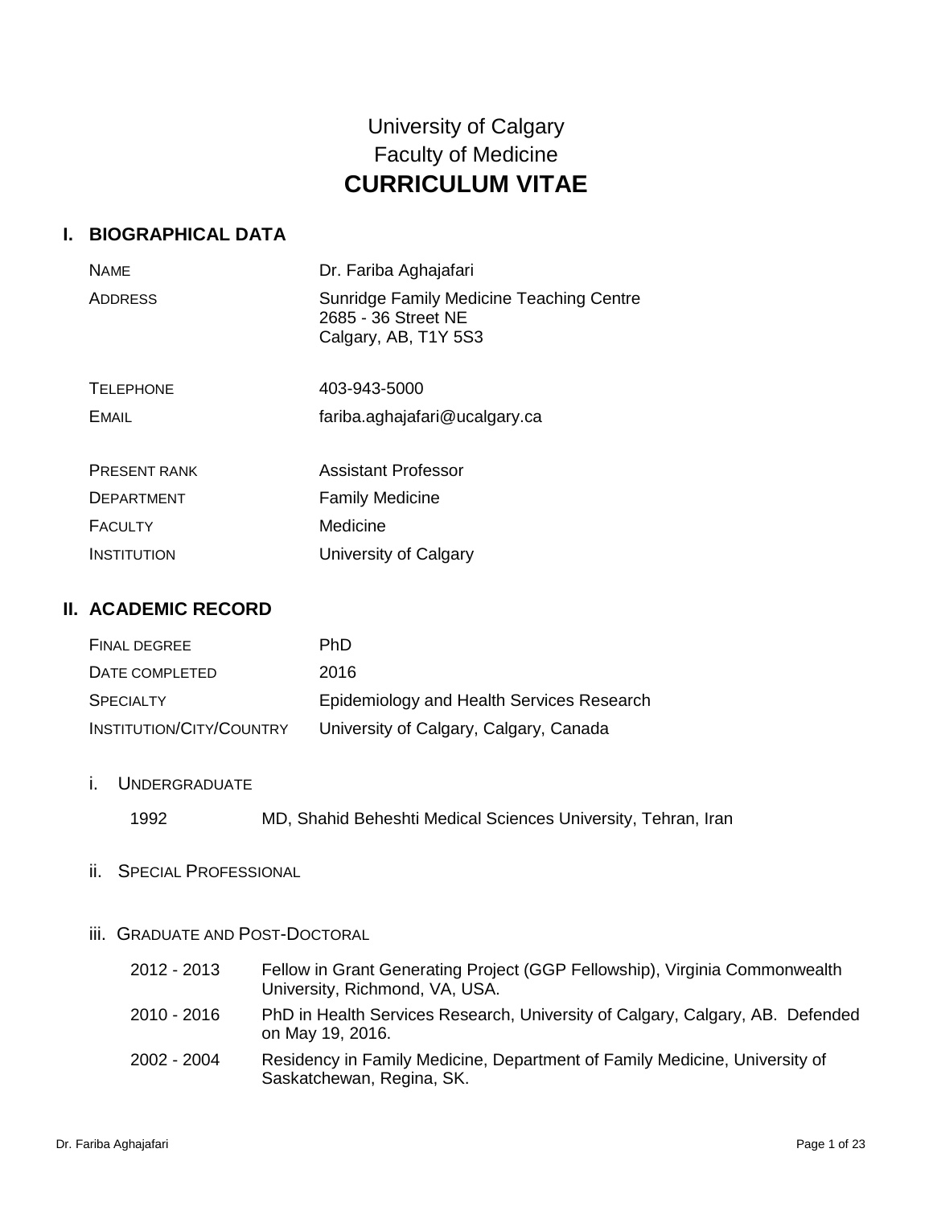# University of Calgary
# Faculty of Medicine
# CURRICULUM VITAE

## I. BIOGRAPHICAL DATA

| | |
|---|---|
| NAME | Dr. Fariba Aghajafari |
| ADDRESS | Sunridge Family Medicine Teaching Centre<br>2685 - 36 Street NE<br>Calgary, AB, T1Y 5S3 |
| TELEPHONE | 403-943-5000 |
| EMAIL | fariba.aghajafari@ucalgary.ca |
| PRESENT RANK | Assistant Professor |
| DEPARTMENT | Family Medicine |
| FACULTY | Medicine |
| INSTITUTION | University of Calgary |

## II. ACADEMIC RECORD

| | |
|---|---|
| FINAL DEGREE | PhD |
| DATE COMPLETED | 2016 |
| SPECIALTY | Epidemiology and Health Services Research |
| INSTITUTION/CITY/COUNTRY | University of Calgary, Calgary, Canada |

### i. UNDERGRADUATE

1992 MD, Shahid Beheshti Medical Sciences University, Tehran, Iran

### ii. SPECIAL PROFESSIONAL

### iii. GRADUATE AND POST-DOCTORAL

| | |
|---|---|
| 2012 - 2013 | Fellow in Grant Generating Project (GGP Fellowship), Virginia Commonwealth University, Richmond, VA, USA. |
| 2010 - 2016 | PhD in Health Services Research, University of Calgary, Calgary, AB. Defended on May 19, 2016. |
| 2002 - 2004 | Residency in Family Medicine, Department of Family Medicine, University of Saskatchewan, Regina, SK. |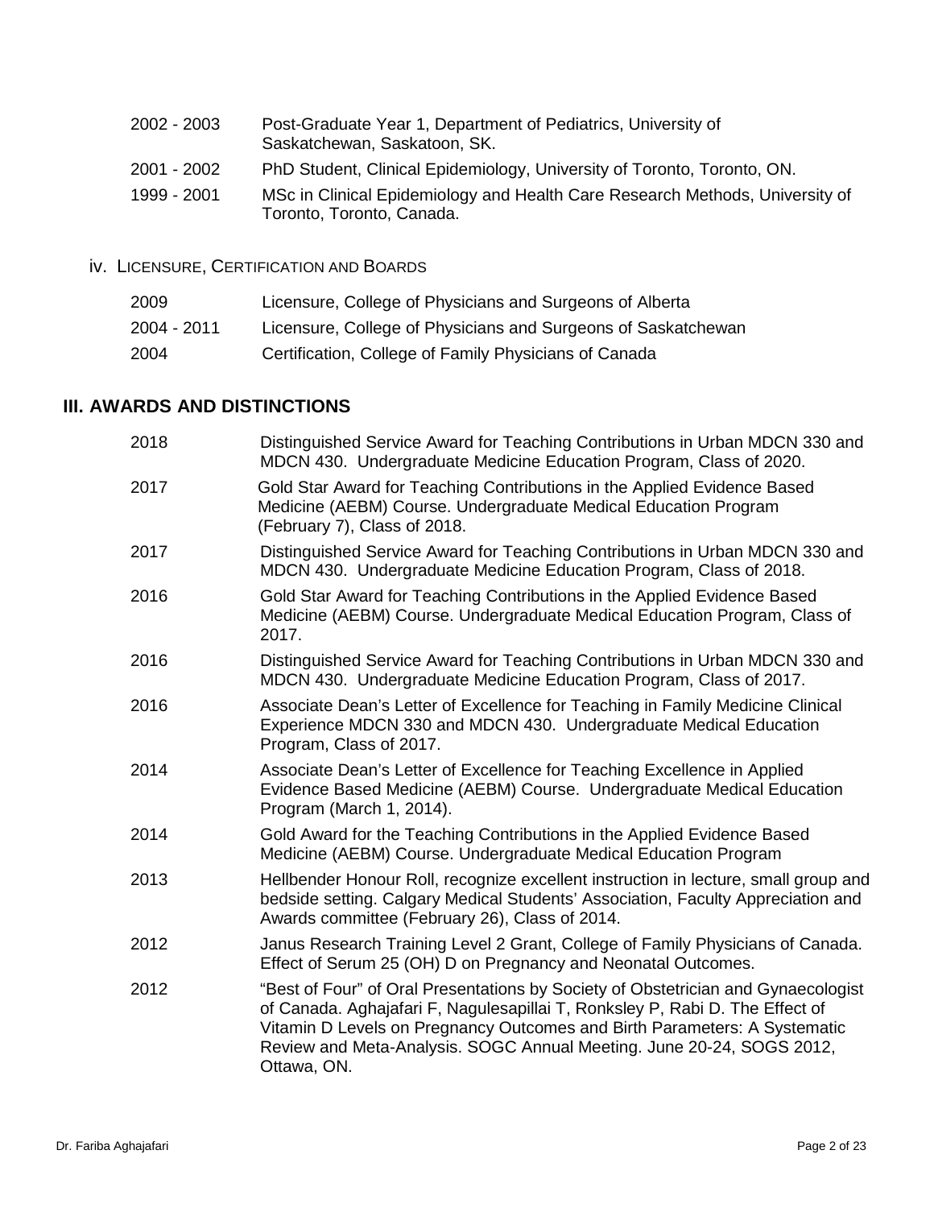| | |
|---|---|
| 2002 - 2003 | Post-Graduate Year 1, Department of Pediatrics, University of Saskatchewan, Saskatoon, SK. |
| 2001 - 2002 | PhD Student, Clinical Epidemiology, University of Toronto, Toronto, ON. |
| 1999 - 2001 | MSc in Clinical Epidemiology and Health Care Research Methods, University of Toronto, Toronto, Canada. |

### iv. Licensure, Certification and Boards

| | |
|---|---|
| 2009 | Licensure, College of Physicians and Surgeons of Alberta |
| 2004 - 2011 | Licensure, College of Physicians and Surgeons of Saskatchewan |
| 2004 | Certification, College of Family Physicians of Canada |

## III. AWARDS AND DISTINCTIONS

| | |
|---|---|
| 2018 | Distinguished Service Award for Teaching Contributions in Urban MDCN 330 and MDCN 430. Undergraduate Medicine Education Program, Class of 2020. |
| 2017 | Gold Star Award for Teaching Contributions in the Applied Evidence Based Medicine (AEBM) Course. Undergraduate Medical Education Program (February 7), Class of 2018. |
| 2017 | Distinguished Service Award for Teaching Contributions in Urban MDCN 330 and MDCN 430. Undergraduate Medicine Education Program, Class of 2018. |
| 2016 | Gold Star Award for Teaching Contributions in the Applied Evidence Based Medicine (AEBM) Course. Undergraduate Medical Education Program, Class of 2017. |
| 2016 | Distinguished Service Award for Teaching Contributions in Urban MDCN 330 and MDCN 430. Undergraduate Medicine Education Program, Class of 2017. |
| 2016 | Associate Dean's Letter of Excellence for Teaching in Family Medicine Clinical Experience MDCN 330 and MDCN 430. Undergraduate Medical Education Program, Class of 2017. |
| 2014 | Associate Dean's Letter of Excellence for Teaching Excellence in Applied Evidence Based Medicine (AEBM) Course. Undergraduate Medical Education Program (March 1, 2014). |
| 2014 | Gold Award for the Teaching Contributions in the Applied Evidence Based Medicine (AEBM) Course. Undergraduate Medical Education Program |
| 2013 | Hellbender Honour Roll, recognize excellent instruction in lecture, small group and bedside setting. Calgary Medical Students' Association, Faculty Appreciation and Awards committee (February 26), Class of 2014. |
| 2012 | Janus Research Training Level 2 Grant, College of Family Physicians of Canada. Effect of Serum 25 (OH) D on Pregnancy and Neonatal Outcomes. |
| 2012 | "Best of Four" of Oral Presentations by Society of Obstetrician and Gynaecologist of Canada. Aghajafari F, Nagulesapillai T, Ronksley P, Rabi D. The Effect of Vitamin D Levels on Pregnancy Outcomes and Birth Parameters: A Systematic Review and Meta-Analysis. SOGC Annual Meeting. June 20-24, SOGS 2012, Ottawa, ON. |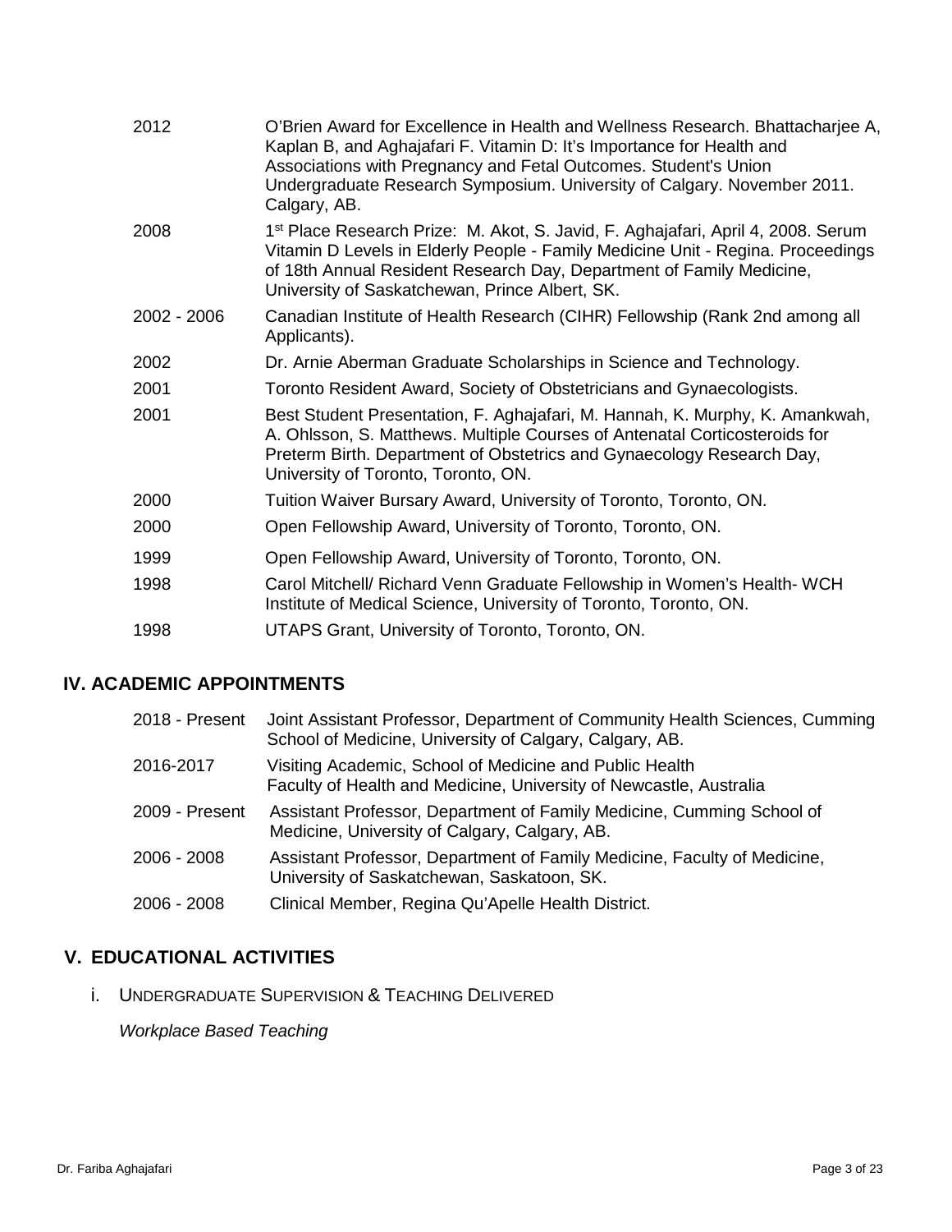| | |
|---|---|
| 2012 | O'Brien Award for Excellence in Health and Wellness Research. Bhattacharjee A, Kaplan B, and Aghajafari F. Vitamin D: It's Importance for Health and Associations with Pregnancy and Fetal Outcomes. Student's Union Undergraduate Research Symposium. University of Calgary. November 2011. Calgary, AB. |
| 2008 | 1st Place Research Prize: M. Akot, S. Javid, F. Aghajafari, April 4, 2008. Serum Vitamin D Levels in Elderly People - Family Medicine Unit - Regina. Proceedings of 18th Annual Resident Research Day, Department of Family Medicine, University of Saskatchewan, Prince Albert, SK. |
| 2002 - 2006 | Canadian Institute of Health Research (CIHR) Fellowship (Rank 2nd among all Applicants). |
| 2002 | Dr. Arnie Aberman Graduate Scholarships in Science and Technology. |
| 2001 | Toronto Resident Award, Society of Obstetricians and Gynaecologists. |
| 2001 | Best Student Presentation, F. Aghajafari, M. Hannah, K. Murphy, K. Amankwah, A. Ohlsson, S. Matthews. Multiple Courses of Antenatal Corticosteroids for Preterm Birth. Department of Obstetrics and Gynaecology Research Day, University of Toronto, Toronto, ON. |
| 2000 | Tuition Waiver Bursary Award, University of Toronto, Toronto, ON. |
| 2000 | Open Fellowship Award, University of Toronto, Toronto, ON. |
| 1999 | Open Fellowship Award, University of Toronto, Toronto, ON. |
| 1998 | Carol Mitchell/ Richard Venn Graduate Fellowship in Women's Health- WCH Institute of Medical Science, University of Toronto, Toronto, ON. |
| 1998 | UTAPS Grant, University of Toronto, Toronto, ON. |

## IV. ACADEMIC APPOINTMENTS

| | |
|---|---|
| 2018 - Present | Joint Assistant Professor, Department of Community Health Sciences, Cumming School of Medicine, University of Calgary, Calgary, AB. |
| 2016-2017 | Visiting Academic, School of Medicine and Public Health Faculty of Health and Medicine, University of Newcastle, Australia |
| 2009 - Present | Assistant Professor, Department of Family Medicine, Cumming School of Medicine, University of Calgary, Calgary, AB. |
| 2006 - 2008 | Assistant Professor, Department of Family Medicine, Faculty of Medicine, University of Saskatchewan, Saskatoon, SK. |
| 2006 - 2008 | Clinical Member, Regina Qu'Apelle Health District. |

## V. EDUCATIONAL ACTIVITIES

### i. Undergraduate Supervision & Teaching Delivered

*Workplace Based Teaching*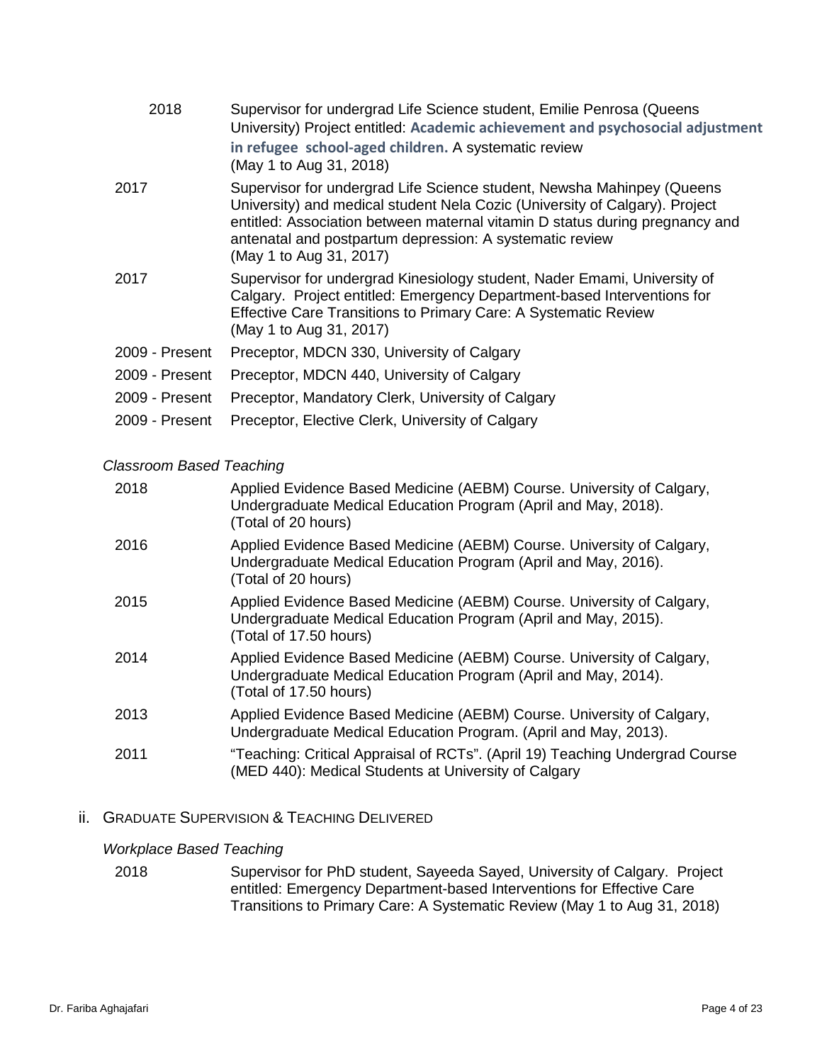| | |
|---|---|
| 2018 | Supervisor for undergrad Life Science student, Emilie Penrosa (Queens University) Project entitled: **Academic achievement and psychosocial adjustment in refugee school-aged children.** A systematic review (May 1 to Aug 31, 2018) |
| 2017 | Supervisor for undergrad Life Science student, Newsha Mahinpey (Queens University) and medical student Nela Cozic (University of Calgary). Project entitled: Association between maternal vitamin D status during pregnancy and antenatal and postpartum depression: A systematic review (May 1 to Aug 31, 2017) |
| 2017 | Supervisor for undergrad Kinesiology student, Nader Emami, University of Calgary. Project entitled: Emergency Department-based Interventions for Effective Care Transitions to Primary Care: A Systematic Review (May 1 to Aug 31, 2017) |
| 2009 - Present | Preceptor, MDCN 330, University of Calgary |
| 2009 - Present | Preceptor, MDCN 440, University of Calgary |
| 2009 - Present | Preceptor, Mandatory Clerk, University of Calgary |
| 2009 - Present | Preceptor, Elective Clerk, University of Calgary |

*Classroom Based Teaching*

| | |
|---|---|
| 2018 | Applied Evidence Based Medicine (AEBM) Course. University of Calgary, Undergraduate Medical Education Program (April and May, 2018). (Total of 20 hours) |
| 2016 | Applied Evidence Based Medicine (AEBM) Course. University of Calgary, Undergraduate Medical Education Program (April and May, 2016). (Total of 20 hours) |
| 2015 | Applied Evidence Based Medicine (AEBM) Course. University of Calgary, Undergraduate Medical Education Program (April and May, 2015). (Total of 17.50 hours) |
| 2014 | Applied Evidence Based Medicine (AEBM) Course. University of Calgary, Undergraduate Medical Education Program (April and May, 2014). (Total of 17.50 hours) |
| 2013 | Applied Evidence Based Medicine (AEBM) Course. University of Calgary, Undergraduate Medical Education Program. (April and May, 2013). |
| 2011 | "Teaching: Critical Appraisal of RCTs". (April 19) Teaching Undergrad Course (MED 440): Medical Students at University of Calgary |

## ii. Graduate Supervision & Teaching Delivered

*Workplace Based Teaching*

| | |
|---|---|
| 2018 | Supervisor for PhD student, Sayeeda Sayed, University of Calgary. Project entitled: Emergency Department-based Interventions for Effective Care Transitions to Primary Care: A Systematic Review (May 1 to Aug 31, 2018) |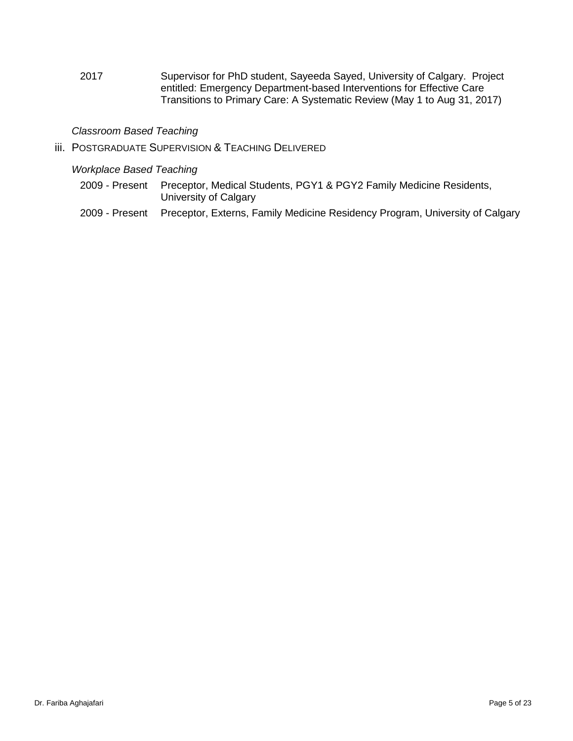2017 Supervisor for PhD student, Sayeeda Sayed, University of Calgary. Project entitled: Emergency Department-based Interventions for Effective Care Transitions to Primary Care: A Systematic Review (May 1 to Aug 31, 2017)

*Classroom Based Teaching*

iii. POSTGRADUATE SUPERVISION & TEACHING DELIVERED

*Workplace Based Teaching*

2009 - Present Preceptor, Medical Students, PGY1 & PGY2 Family Medicine Residents, University of Calgary

2009 - Present Preceptor, Externs, Family Medicine Residency Program, University of Calgary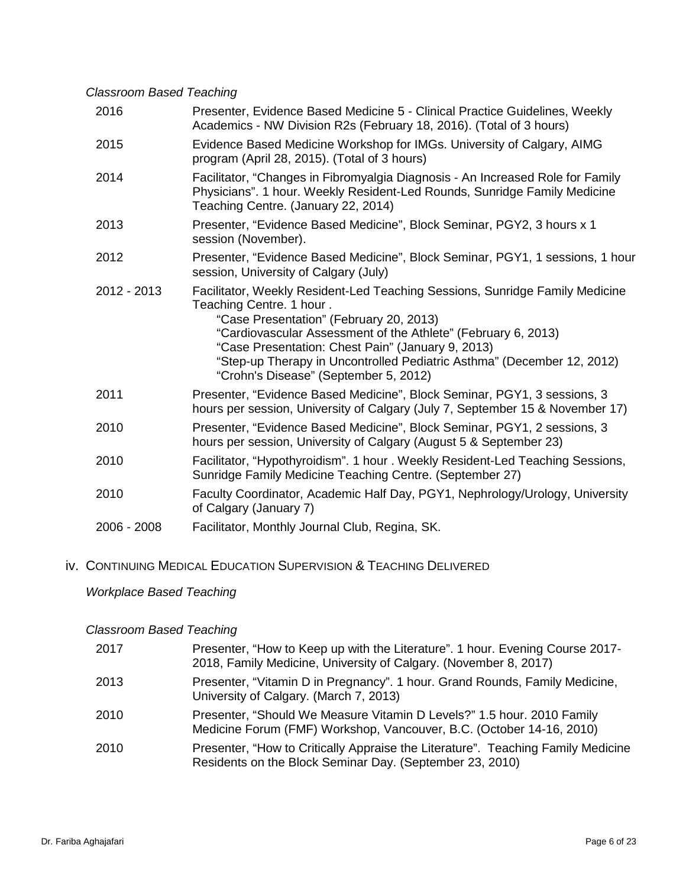*Classroom Based Teaching*

| | |
|---|---|
| 2016 | Presenter, Evidence Based Medicine 5 - Clinical Practice Guidelines, Weekly Academics - NW Division R2s (February 18, 2016). (Total of 3 hours) |
| 2015 | Evidence Based Medicine Workshop for IMGs. University of Calgary, AIMG program (April 28, 2015). (Total of 3 hours) |
| 2014 | Facilitator, "Changes in Fibromyalgia Diagnosis - An Increased Role for Family Physicians". 1 hour. Weekly Resident-Led Rounds, Sunridge Family Medicine Teaching Centre. (January 22, 2014) |
| 2013 | Presenter, "Evidence Based Medicine", Block Seminar, PGY2, 3 hours x 1 session (November). |
| 2012 | Presenter, "Evidence Based Medicine", Block Seminar, PGY1, 1 sessions, 1 hour session, University of Calgary (July) |
| 2012 - 2013 | Facilitator, Weekly Resident-Led Teaching Sessions, Sunridge Family Medicine Teaching Centre. 1 hour .<br>"Case Presentation" (February 20, 2013)<br>"Cardiovascular Assessment of the Athlete" (February 6, 2013)<br>"Case Presentation: Chest Pain" (January 9, 2013)<br>"Step-up Therapy in Uncontrolled Pediatric Asthma" (December 12, 2012)<br>"Crohn's Disease" (September 5, 2012) |
| 2011 | Presenter, "Evidence Based Medicine", Block Seminar, PGY1, 3 sessions, 3 hours per session, University of Calgary (July 7, September 15 & November 17) |
| 2010 | Presenter, "Evidence Based Medicine", Block Seminar, PGY1, 2 sessions, 3 hours per session, University of Calgary (August 5 & September 23) |
| 2010 | Facilitator, "Hypothyroidism". 1 hour . Weekly Resident-Led Teaching Sessions, Sunridge Family Medicine Teaching Centre. (September 27) |
| 2010 | Faculty Coordinator, Academic Half Day, PGY1, Nephrology/Urology, University of Calgary (January 7) |
| 2006 - 2008 | Facilitator, Monthly Journal Club, Regina, SK. |

### iv. Continuing Medical Education Supervision & Teaching Delivered

*Workplace Based Teaching*

*Classroom Based Teaching*

| | |
|---|---|
| 2017 | Presenter, "How to Keep up with the Literature". 1 hour. Evening Course 2017-2018, Family Medicine, University of Calgary. (November 8, 2017) |
| 2013 | Presenter, "Vitamin D in Pregnancy". 1 hour. Grand Rounds, Family Medicine, University of Calgary. (March 7, 2013) |
| 2010 | Presenter, "Should We Measure Vitamin D Levels?" 1.5 hour. 2010 Family Medicine Forum (FMF) Workshop, Vancouver, B.C. (October 14-16, 2010) |
| 2010 | Presenter, "How to Critically Appraise the Literature". Teaching Family Medicine Residents on the Block Seminar Day. (September 23, 2010) |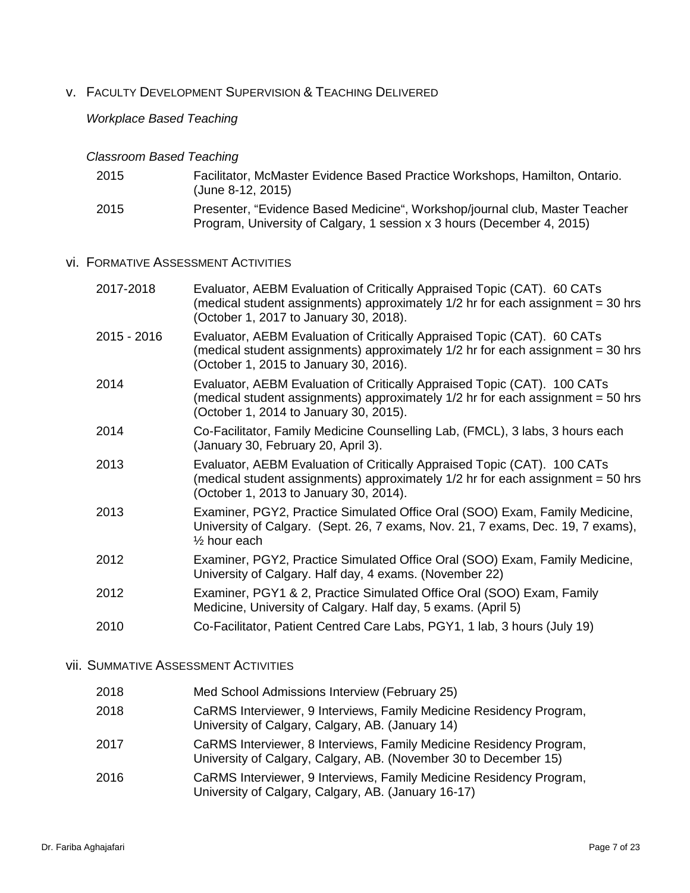## v. Faculty Development Supervision & Teaching Delivered

*Workplace Based Teaching*

*Classroom Based Teaching*

| | |
|---|---|
| 2015 | Facilitator, McMaster Evidence Based Practice Workshops, Hamilton, Ontario. (June 8-12, 2015) |
| 2015 | Presenter, "Evidence Based Medicine", Workshop/journal club, Master Teacher Program, University of Calgary, 1 session x 3 hours (December 4, 2015) |

## vi. Formative Assessment Activities

| | |
|---|---|
| 2017-2018 | Evaluator, AEBM Evaluation of Critically Appraised Topic (CAT). 60 CATs (medical student assignments) approximately 1/2 hr for each assignment = 30 hrs (October 1, 2017 to January 30, 2018). |
| 2015 - 2016 | Evaluator, AEBM Evaluation of Critically Appraised Topic (CAT). 60 CATs (medical student assignments) approximately 1/2 hr for each assignment = 30 hrs (October 1, 2015 to January 30, 2016). |
| 2014 | Evaluator, AEBM Evaluation of Critically Appraised Topic (CAT). 100 CATs (medical student assignments) approximately 1/2 hr for each assignment = 50 hrs (October 1, 2014 to January 30, 2015). |
| 2014 | Co-Facilitator, Family Medicine Counselling Lab, (FMCL), 3 labs, 3 hours each (January 30, February 20, April 3). |
| 2013 | Evaluator, AEBM Evaluation of Critically Appraised Topic (CAT). 100 CATs (medical student assignments) approximately 1/2 hr for each assignment = 50 hrs (October 1, 2013 to January 30, 2014). |
| 2013 | Examiner, PGY2, Practice Simulated Office Oral (SOO) Exam, Family Medicine, University of Calgary. (Sept. 26, 7 exams, Nov. 21, 7 exams, Dec. 19, 7 exams), ½ hour each |
| 2012 | Examiner, PGY2, Practice Simulated Office Oral (SOO) Exam, Family Medicine, University of Calgary. Half day, 4 exams. (November 22) |
| 2012 | Examiner, PGY1 & 2, Practice Simulated Office Oral (SOO) Exam, Family Medicine, University of Calgary. Half day, 5 exams. (April 5) |
| 2010 | Co-Facilitator, Patient Centred Care Labs, PGY1, 1 lab, 3 hours (July 19) |

## vii. Summative Assessment Activities

| | |
|---|---|
| 2018 | Med School Admissions Interview (February 25) |
| 2018 | CaRMS Interviewer, 9 Interviews, Family Medicine Residency Program, University of Calgary, Calgary, AB. (January 14) |
| 2017 | CaRMS Interviewer, 8 Interviews, Family Medicine Residency Program, University of Calgary, Calgary, AB. (November 30 to December 15) |
| 2016 | CaRMS Interviewer, 9 Interviews, Family Medicine Residency Program, University of Calgary, Calgary, AB. (January 16-17) |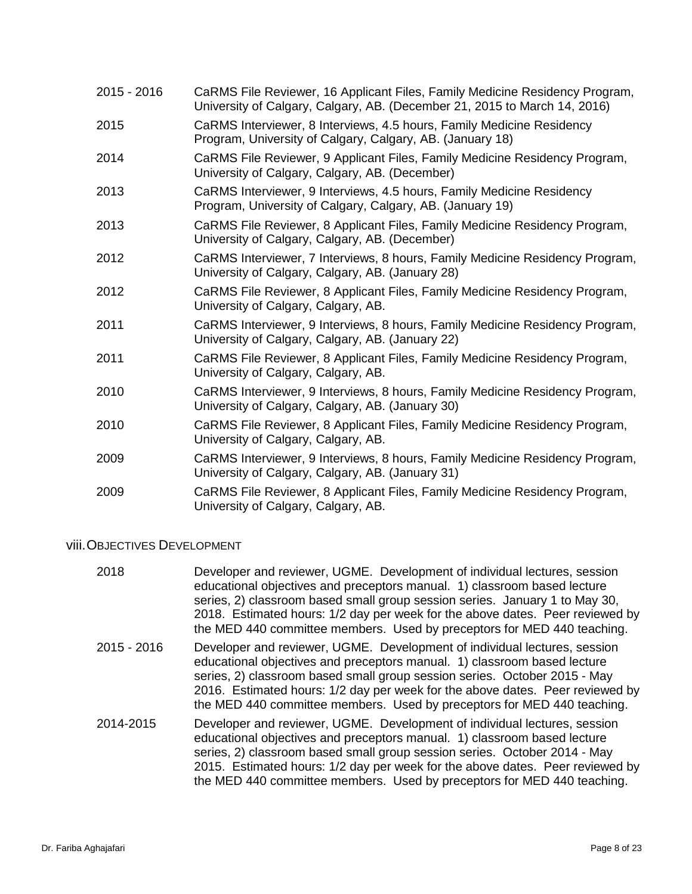| | |
|---|---|
| 2015 - 2016 | CaRMS File Reviewer, 16 Applicant Files, Family Medicine Residency Program, University of Calgary, Calgary, AB. (December 21, 2015 to March 14, 2016) |
| 2015 | CaRMS Interviewer, 8 Interviews, 4.5 hours, Family Medicine Residency Program, University of Calgary, Calgary, AB. (January 18) |
| 2014 | CaRMS File Reviewer, 9 Applicant Files, Family Medicine Residency Program, University of Calgary, Calgary, AB. (December) |
| 2013 | CaRMS Interviewer, 9 Interviews, 4.5 hours, Family Medicine Residency Program, University of Calgary, Calgary, AB. (January 19) |
| 2013 | CaRMS File Reviewer, 8 Applicant Files, Family Medicine Residency Program, University of Calgary, Calgary, AB. (December) |
| 2012 | CaRMS Interviewer, 7 Interviews, 8 hours, Family Medicine Residency Program, University of Calgary, Calgary, AB. (January 28) |
| 2012 | CaRMS File Reviewer, 8 Applicant Files, Family Medicine Residency Program, University of Calgary, Calgary, AB. |
| 2011 | CaRMS Interviewer, 9 Interviews, 8 hours, Family Medicine Residency Program, University of Calgary, Calgary, AB. (January 22) |
| 2011 | CaRMS File Reviewer, 8 Applicant Files, Family Medicine Residency Program, University of Calgary, Calgary, AB. |
| 2010 | CaRMS Interviewer, 9 Interviews, 8 hours, Family Medicine Residency Program, University of Calgary, Calgary, AB. (January 30) |
| 2010 | CaRMS File Reviewer, 8 Applicant Files, Family Medicine Residency Program, University of Calgary, Calgary, AB. |
| 2009 | CaRMS Interviewer, 9 Interviews, 8 hours, Family Medicine Residency Program, University of Calgary, Calgary, AB. (January 31) |
| 2009 | CaRMS File Reviewer, 8 Applicant Files, Family Medicine Residency Program, University of Calgary, Calgary, AB. |

### viii. Objectives Development

| | |
|---|---|
| 2018 | Developer and reviewer, UGME. Development of individual lectures, session educational objectives and preceptors manual. 1) classroom based lecture series, 2) classroom based small group session series. January 1 to May 30, 2018. Estimated hours: 1/2 day per week for the above dates. Peer reviewed by the MED 440 committee members. Used by preceptors for MED 440 teaching. |
| 2015 - 2016 | Developer and reviewer, UGME. Development of individual lectures, session educational objectives and preceptors manual. 1) classroom based lecture series, 2) classroom based small group session series. October 2015 - May 2016. Estimated hours: 1/2 day per week for the above dates. Peer reviewed by the MED 440 committee members. Used by preceptors for MED 440 teaching. |
| 2014-2015 | Developer and reviewer, UGME. Development of individual lectures, session educational objectives and preceptors manual. 1) classroom based lecture series, 2) classroom based small group session series. October 2014 - May 2015. Estimated hours: 1/2 day per week for the above dates. Peer reviewed by the MED 440 committee members. Used by preceptors for MED 440 teaching. |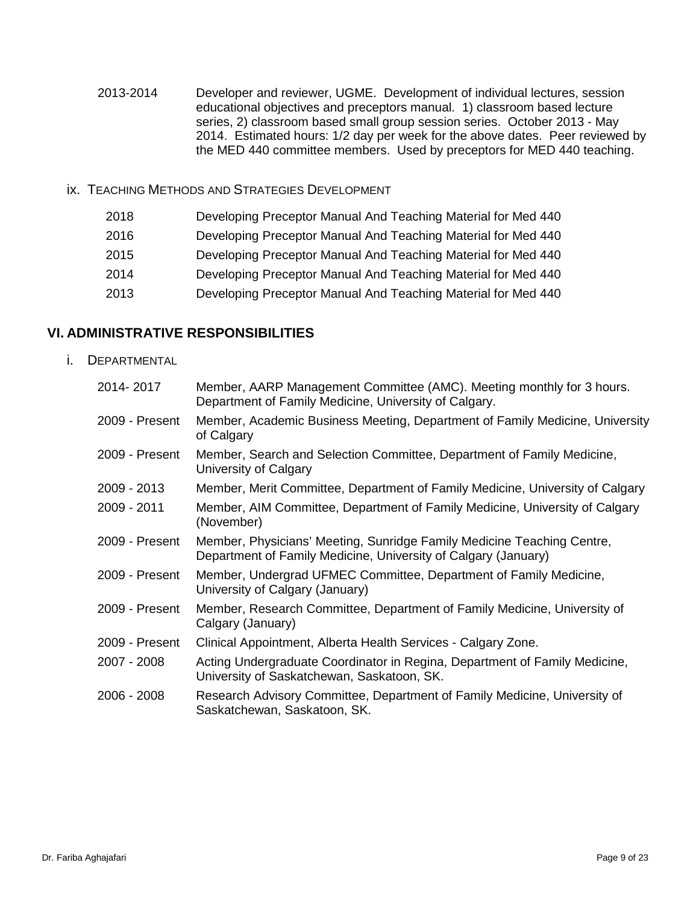| | |
|---|---|
| 2013-2014 | Developer and reviewer, UGME. Development of individual lectures, session educational objectives and preceptors manual. 1) classroom based lecture series, 2) classroom based small group session series. October 2013 - May 2014. Estimated hours: 1/2 day per week for the above dates. Peer reviewed by the MED 440 committee members. Used by preceptors for MED 440 teaching. |

ix. TEACHING METHODS AND STRATEGIES DEVELOPMENT

| | |
|---|---|
| 2018 | Developing Preceptor Manual And Teaching Material for Med 440 |
| 2016 | Developing Preceptor Manual And Teaching Material for Med 440 |
| 2015 | Developing Preceptor Manual And Teaching Material for Med 440 |
| 2014 | Developing Preceptor Manual And Teaching Material for Med 440 |
| 2013 | Developing Preceptor Manual And Teaching Material for Med 440 |

## VI. ADMINISTRATIVE RESPONSIBILITIES

i. DEPARTMENTAL

| | |
|---|---|
| 2014- 2017 | Member, AARP Management Committee (AMC). Meeting monthly for 3 hours. Department of Family Medicine, University of Calgary. |
| 2009 - Present | Member, Academic Business Meeting, Department of Family Medicine, University of Calgary |
| 2009 - Present | Member, Search and Selection Committee, Department of Family Medicine, University of Calgary |
| 2009 - 2013 | Member, Merit Committee, Department of Family Medicine, University of Calgary |
| 2009 - 2011 | Member, AIM Committee, Department of Family Medicine, University of Calgary (November) |
| 2009 - Present | Member, Physicians' Meeting, Sunridge Family Medicine Teaching Centre, Department of Family Medicine, University of Calgary (January) |
| 2009 - Present | Member, Undergrad UFMEC Committee, Department of Family Medicine, University of Calgary (January) |
| 2009 - Present | Member, Research Committee, Department of Family Medicine, University of Calgary (January) |
| 2009 - Present | Clinical Appointment, Alberta Health Services - Calgary Zone. |
| 2007 - 2008 | Acting Undergraduate Coordinator in Regina, Department of Family Medicine, University of Saskatchewan, Saskatoon, SK. |
| 2006 - 2008 | Research Advisory Committee, Department of Family Medicine, University of Saskatchewan, Saskatoon, SK. |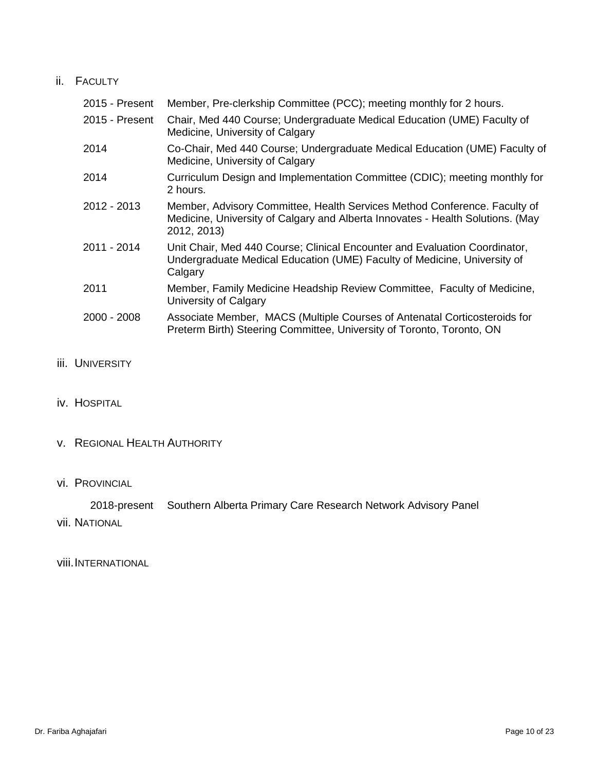### ii. Faculty

| | |
|---|---|
| 2015 - Present | Member, Pre-clerkship Committee (PCC); meeting monthly for 2 hours. |
| 2015 - Present | Chair, Med 440 Course; Undergraduate Medical Education (UME) Faculty of Medicine, University of Calgary |
| 2014 | Co-Chair, Med 440 Course; Undergraduate Medical Education (UME) Faculty of Medicine, University of Calgary |
| 2014 | Curriculum Design and Implementation Committee (CDIC); meeting monthly for 2 hours. |
| 2012 - 2013 | Member, Advisory Committee, Health Services Method Conference. Faculty of Medicine, University of Calgary and Alberta Innovates - Health Solutions. (May 2012, 2013) |
| 2011 - 2014 | Unit Chair, Med 440 Course; Clinical Encounter and Evaluation Coordinator, Undergraduate Medical Education (UME) Faculty of Medicine, University of Calgary |
| 2011 | Member, Family Medicine Headship Review Committee, Faculty of Medicine, University of Calgary |
| 2000 - 2008 | Associate Member, MACS (Multiple Courses of Antenatal Corticosteroids for Preterm Birth) Steering Committee, University of Toronto, Toronto, ON |

### iii. University

### iv. Hospital

### v. Regional Health Authority

### vi. Provincial

| | |
|---|---|
| 2018-present | Southern Alberta Primary Care Research Network Advisory Panel |

### vii. National

### viii. International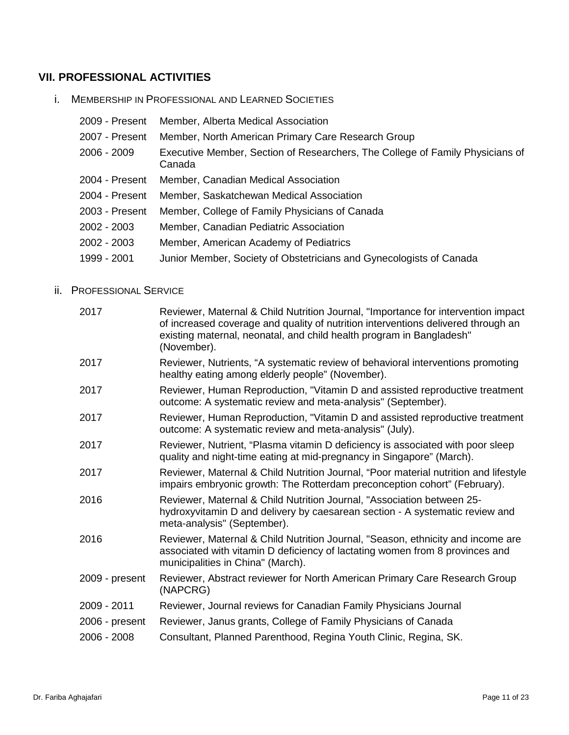## VII. PROFESSIONAL ACTIVITIES

### i. Membership in Professional and Learned Societies

| | |
|---|---|
| 2009 - Present | Member, Alberta Medical Association |
| 2007 - Present | Member, North American Primary Care Research Group |
| 2006 - 2009 | Executive Member, Section of Researchers, The College of Family Physicians of Canada |
| 2004 - Present | Member, Canadian Medical Association |
| 2004 - Present | Member, Saskatchewan Medical Association |
| 2003 - Present | Member, College of Family Physicians of Canada |
| 2002 - 2003 | Member, Canadian Pediatric Association |
| 2002 - 2003 | Member, American Academy of Pediatrics |
| 1999 - 2001 | Junior Member, Society of Obstetricians and Gynecologists of Canada |

### ii. Professional Service

| | |
|---|---|
| 2017 | Reviewer, Maternal & Child Nutrition Journal, "Importance for intervention impact of increased coverage and quality of nutrition interventions delivered through an existing maternal, neonatal, and child health program in Bangladesh" (November). |
| 2017 | Reviewer, Nutrients, "A systematic review of behavioral interventions promoting healthy eating among elderly people" (November). |
| 2017 | Reviewer, Human Reproduction, "Vitamin D and assisted reproductive treatment outcome: A systematic review and meta-analysis" (September). |
| 2017 | Reviewer, Human Reproduction, "Vitamin D and assisted reproductive treatment outcome: A systematic review and meta-analysis" (July). |
| 2017 | Reviewer, Nutrient, "Plasma vitamin D deficiency is associated with poor sleep quality and night-time eating at mid-pregnancy in Singapore" (March). |
| 2017 | Reviewer, Maternal & Child Nutrition Journal, "Poor material nutrition and lifestyle impairs embryonic growth: The Rotterdam preconception cohort" (February). |
| 2016 | Reviewer, Maternal & Child Nutrition Journal, "Association between 25-hydroxyvitamin D and delivery by caesarean section - A systematic review and meta-analysis" (September). |
| 2016 | Reviewer, Maternal & Child Nutrition Journal, "Season, ethnicity and income are associated with vitamin D deficiency of lactating women from 8 provinces and municipalities in China" (March). |
| 2009 - present | Reviewer, Abstract reviewer for North American Primary Care Research Group (NAPCRG) |
| 2009 - 2011 | Reviewer, Journal reviews for Canadian Family Physicians Journal |
| 2006 - present | Reviewer, Janus grants, College of Family Physicians of Canada |
| 2006 - 2008 | Consultant, Planned Parenthood, Regina Youth Clinic, Regina, SK. |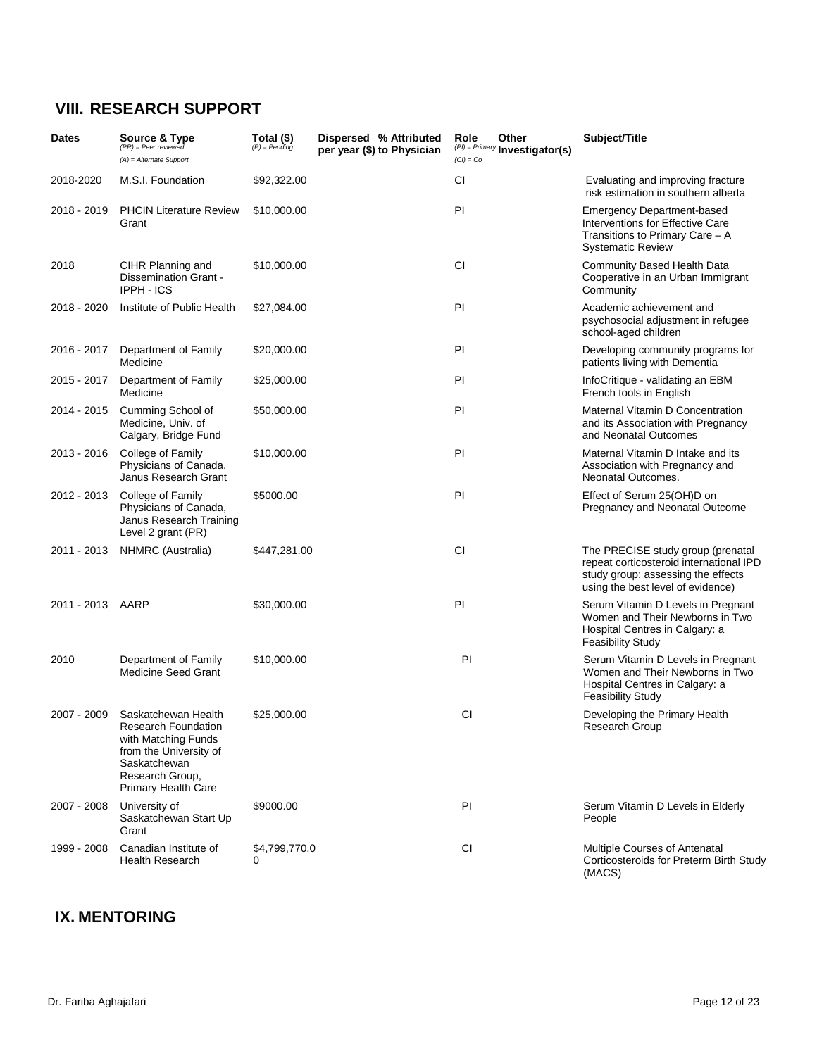## VIII. RESEARCH SUPPORT

| Dates | Source & Type (PR) = Peer reviewed (A) = Alternate Support | Total ($) (P) = Pending | Dispersed per year ($) | % Attributed to Physician | Role (PI) = Primary (CI) = Co | Other Investigator(s) | Subject/Title |
|---|---|---|---|---|---|---|---|
| 2018-2020 | M.S.I. Foundation | $92,322.00 | | | CI | | Evaluating and improving fracture risk estimation in southern alberta |
| 2018 - 2019 | PHCIN Literature Review Grant | $10,000.00 | | | PI | | Emergency Department-based Interventions for Effective Care Transitions to Primary Care – A Systematic Review |
| 2018 | CIHR Planning and Dissemination Grant - IPPH - ICS | $10,000.00 | | | CI | | Community Based Health Data Cooperative in an Urban Immigrant Community |
| 2018 - 2020 | Institute of Public Health | $27,084.00 | | | PI | | Academic achievement and psychosocial adjustment in refugee school-aged children |
| 2016 - 2017 | Department of Family Medicine | $20,000.00 | | | PI | | Developing community programs for patients living with Dementia |
| 2015 - 2017 | Department of Family Medicine | $25,000.00 | | | PI | | InfoCritique - validating an EBM French tools in English |
| 2014 - 2015 | Cumming School of Medicine, Univ. of Calgary, Bridge Fund | $50,000.00 | | | PI | | Maternal Vitamin D Concentration and its Association with Pregnancy and Neonatal Outcomes |
| 2013 - 2016 | College of Family Physicians of Canada, Janus Research Grant | $10,000.00 | | | PI | | Maternal Vitamin D Intake and its Association with Pregnancy and Neonatal Outcomes. |
| 2012 - 2013 | College of Family Physicians of Canada, Janus Research Training Level 2 grant (PR) | $5000.00 | | | PI | | Effect of Serum 25(OH)D on Pregnancy and Neonatal Outcome |
| 2011 - 2013 | NHMRC (Australia) | $447,281.00 | | | CI | | The PRECISE study group (prenatal repeat corticosteroid international IPD study group: assessing the effects using the best level of evidence) |
| 2011 - 2013 | AARP | $30,000.00 | | | PI | | Serum Vitamin D Levels in Pregnant Women and Their Newborns in Two Hospital Centres in Calgary: a Feasibility Study |
| 2010 | Department of Family Medicine Seed Grant | $10,000.00 | | | PI | | Serum Vitamin D Levels in Pregnant Women and Their Newborns in Two Hospital Centres in Calgary: a Feasibility Study |
| 2007 - 2009 | Saskatchewan Health Research Foundation with Matching Funds from the University of Saskatchewan Research Group, Primary Health Care | $25,000.00 | | | CI | | Developing the Primary Health Research Group |
| 2007 - 2008 | University of Saskatchewan Start Up Grant | $9000.00 | | | PI | | Serum Vitamin D Levels in Elderly People |
| 1999 - 2008 | Canadian Institute of Health Research | $4,799,770.00 | | | CI | | Multiple Courses of Antenatal Corticosteroids for Preterm Birth Study (MACS) |

## IX. MENTORING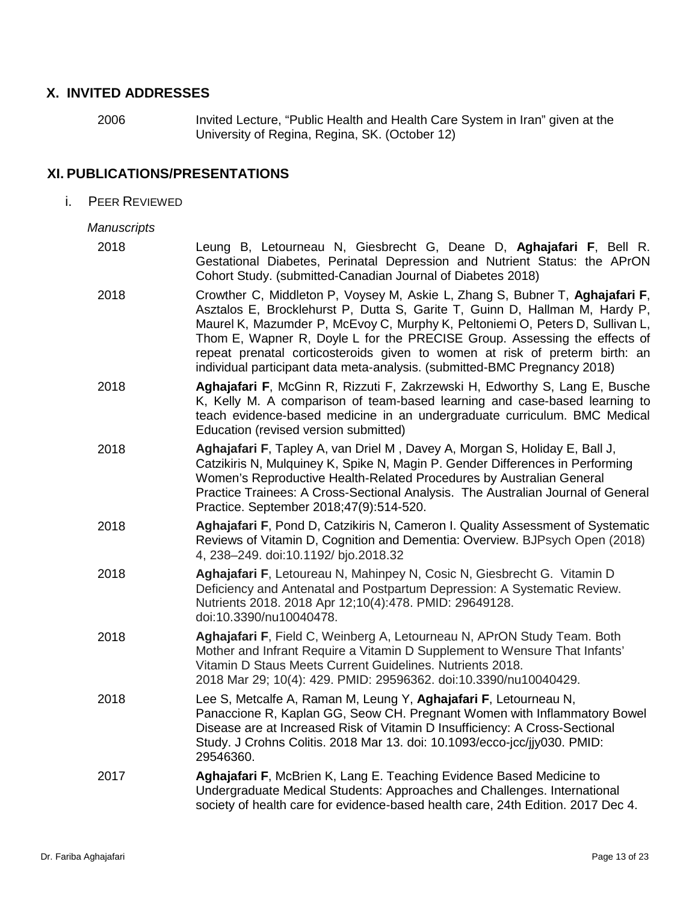## X. INVITED ADDRESSES

2006 Invited Lecture, "Public Health and Health Care System in Iran" given at the University of Regina, Regina, SK. (October 12)

## XI. PUBLICATIONS/PRESENTATIONS

### i. PEER REVIEWED

*Manuscripts*

2018 Leung B, Letourneau N, Giesbrecht G, Deane D, **Aghajafari F**, Bell R. Gestational Diabetes, Perinatal Depression and Nutrient Status: the APrON Cohort Study. (submitted-Canadian Journal of Diabetes 2018)

2018 Crowther C, Middleton P, Voysey M, Askie L, Zhang S, Bubner T, **Aghajafari F**, Asztalos E, Brocklehurst P, Dutta S, Garite T, Guinn D, Hallman M, Hardy P, Maurel K, Mazumder P, McEvoy C, Murphy K, Peltoniemi O, Peters D, Sullivan L, Thom E, Wapner R, Doyle L for the PRECISE Group. Assessing the effects of repeat prenatal corticosteroids given to women at risk of preterm birth: an individual participant data meta-analysis. (submitted-BMC Pregnancy 2018)

2018 **Aghajafari F**, McGinn R, Rizzuti F, Zakrzewski H, Edworthy S, Lang E, Busche K, Kelly M. A comparison of team-based learning and case-based learning to teach evidence-based medicine in an undergraduate curriculum. BMC Medical Education (revised version submitted)

2018 **Aghajafari F**, Tapley A, van Driel M , Davey A, Morgan S, Holiday E, Ball J, Catzikiris N, Mulquiney K, Spike N, Magin P. Gender Differences in Performing Women's Reproductive Health-Related Procedures by Australian General Practice Trainees: A Cross-Sectional Analysis. The Australian Journal of General Practice. September 2018;47(9):514-520.

2018 **Aghajafari F**, Pond D, Catzikiris N, Cameron I. Quality Assessment of Systematic Reviews of Vitamin D, Cognition and Dementia: Overview. BJPsych Open (2018) 4, 238–249. doi:10.1192/ bjo.2018.32

2018 **Aghajafari F**, Letoureau N, Mahinpey N, Cosic N, Giesbrecht G. Vitamin D Deficiency and Antenatal and Postpartum Depression: A Systematic Review. Nutrients 2018. 2018 Apr 12;10(4):478. PMID: 29649128. doi:10.3390/nu10040478.

2018 **Aghajafari F**, Field C, Weinberg A, Letourneau N, APrON Study Team. Both Mother and Infrant Require a Vitamin D Supplement to Wensure That Infants' Vitamin D Staus Meets Current Guidelines. Nutrients 2018. 2018 Mar 29; 10(4): 429. PMID: 29596362. doi:10.3390/nu10040429.

2018 Lee S, Metcalfe A, Raman M, Leung Y, **Aghajafari F**, Letourneau N, Panaccione R, Kaplan GG, Seow CH. Pregnant Women with Inflammatory Bowel Disease are at Increased Risk of Vitamin D Insufficiency: A Cross-Sectional Study. J Crohns Colitis. 2018 Mar 13. doi: 10.1093/ecco-jcc/jjy030. PMID: 29546360.

2017 **Aghajafari F**, McBrien K, Lang E. Teaching Evidence Based Medicine to Undergraduate Medical Students: Approaches and Challenges. International society of health care for evidence-based health care, 24th Edition. 2017 Dec 4.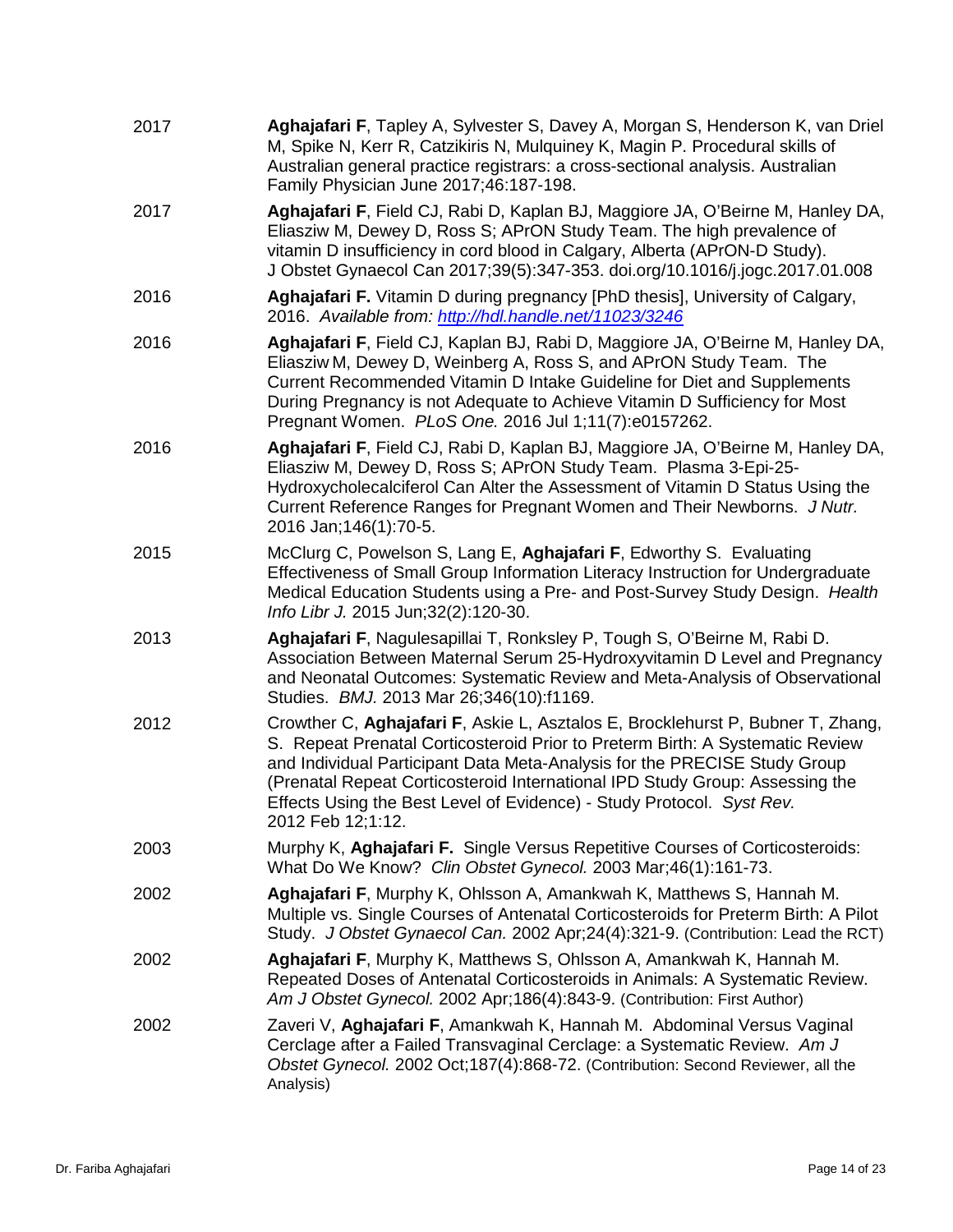| | |
|---|---|
| 2017 | **Aghajafari F**, Tapley A, Sylvester S, Davey A, Morgan S, Henderson K, van Driel M, Spike N, Kerr R, Catzikiris N, Mulquiney K, Magin P. Procedural skills of Australian general practice registrars: a cross-sectional analysis. Australian Family Physician June 2017;46:187-198. |
| 2017 | **Aghajafari F**, Field CJ, Rabi D, Kaplan BJ, Maggiore JA, O'Beirne M, Hanley DA, Eliasziw M, Dewey D, Ross S; APrON Study Team. The high prevalence of vitamin D insufficiency in cord blood in Calgary, Alberta (APrON-D Study). J Obstet Gynaecol Can 2017;39(5):347-353. doi.org/10.1016/j.jogc.2017.01.008 |
| 2016 | **Aghajafari F.** Vitamin D during pregnancy [PhD thesis], University of Calgary, 2016. *Available from: [http://hdl.handle.net/11023/3246](http://hdl.handle.net/11023/3246)* |
| 2016 | **Aghajafari F**, Field CJ, Kaplan BJ, Rabi D, Maggiore JA, O'Beirne M, Hanley DA, Eliasziw M, Dewey D, Weinberg A, Ross S, and APrON Study Team. The Current Recommended Vitamin D Intake Guideline for Diet and Supplements During Pregnancy is not Adequate to Achieve Vitamin D Sufficiency for Most Pregnant Women. *PLoS One.* 2016 Jul 1;11(7):e0157262. |
| 2016 | **Aghajafari F**, Field CJ, Rabi D, Kaplan BJ, Maggiore JA, O'Beirne M, Hanley DA, Eliasziw M, Dewey D, Ross S; APrON Study Team. Plasma 3-Epi-25-Hydroxycholecalciferol Can Alter the Assessment of Vitamin D Status Using the Current Reference Ranges for Pregnant Women and Their Newborns. *J Nutr.* 2016 Jan;146(1):70-5. |
| 2015 | McClurg C, Powelson S, Lang E, **Aghajafari F**, Edworthy S. Evaluating Effectiveness of Small Group Information Literacy Instruction for Undergraduate Medical Education Students using a Pre- and Post-Survey Study Design. *Health Info Libr J.* 2015 Jun;32(2):120-30. |
| 2013 | **Aghajafari F**, Nagulesapillai T, Ronksley P, Tough S, O'Beirne M, Rabi D. Association Between Maternal Serum 25-Hydroxyvitamin D Level and Pregnancy and Neonatal Outcomes: Systematic Review and Meta-Analysis of Observational Studies. *BMJ.* 2013 Mar 26;346(10):f1169. |
| 2012 | Crowther C, **Aghajafari F**, Askie L, Asztalos E, Brocklehurst P, Bubner T, Zhang, S. Repeat Prenatal Corticosteroid Prior to Preterm Birth: A Systematic Review and Individual Participant Data Meta-Analysis for the PRECISE Study Group (Prenatal Repeat Corticosteroid International IPD Study Group: Assessing the Effects Using the Best Level of Evidence) - Study Protocol. *Syst Rev.* 2012 Feb 12;1:12. |
| 2003 | Murphy K, **Aghajafari F.** Single Versus Repetitive Courses of Corticosteroids: What Do We Know? *Clin Obstet Gynecol.* 2003 Mar;46(1):161-73. |
| 2002 | **Aghajafari F**, Murphy K, Ohlsson A, Amankwah K, Matthews S, Hannah M. Multiple vs. Single Courses of Antenatal Corticosteroids for Preterm Birth: A Pilot Study. *J Obstet Gynaecol Can.* 2002 Apr;24(4):321-9. (Contribution: Lead the RCT) |
| 2002 | **Aghajafari F**, Murphy K, Matthews S, Ohlsson A, Amankwah K, Hannah M. Repeated Doses of Antenatal Corticosteroids in Animals: A Systematic Review. *Am J Obstet Gynecol.* 2002 Apr;186(4):843-9. (Contribution: First Author) |
| 2002 | Zaveri V, **Aghajafari F**, Amankwah K, Hannah M. Abdominal Versus Vaginal Cerclage after a Failed Transvaginal Cerclage: a Systematic Review. *Am J Obstet Gynecol.* 2002 Oct;187(4):868-72. (Contribution: Second Reviewer, all the Analysis) |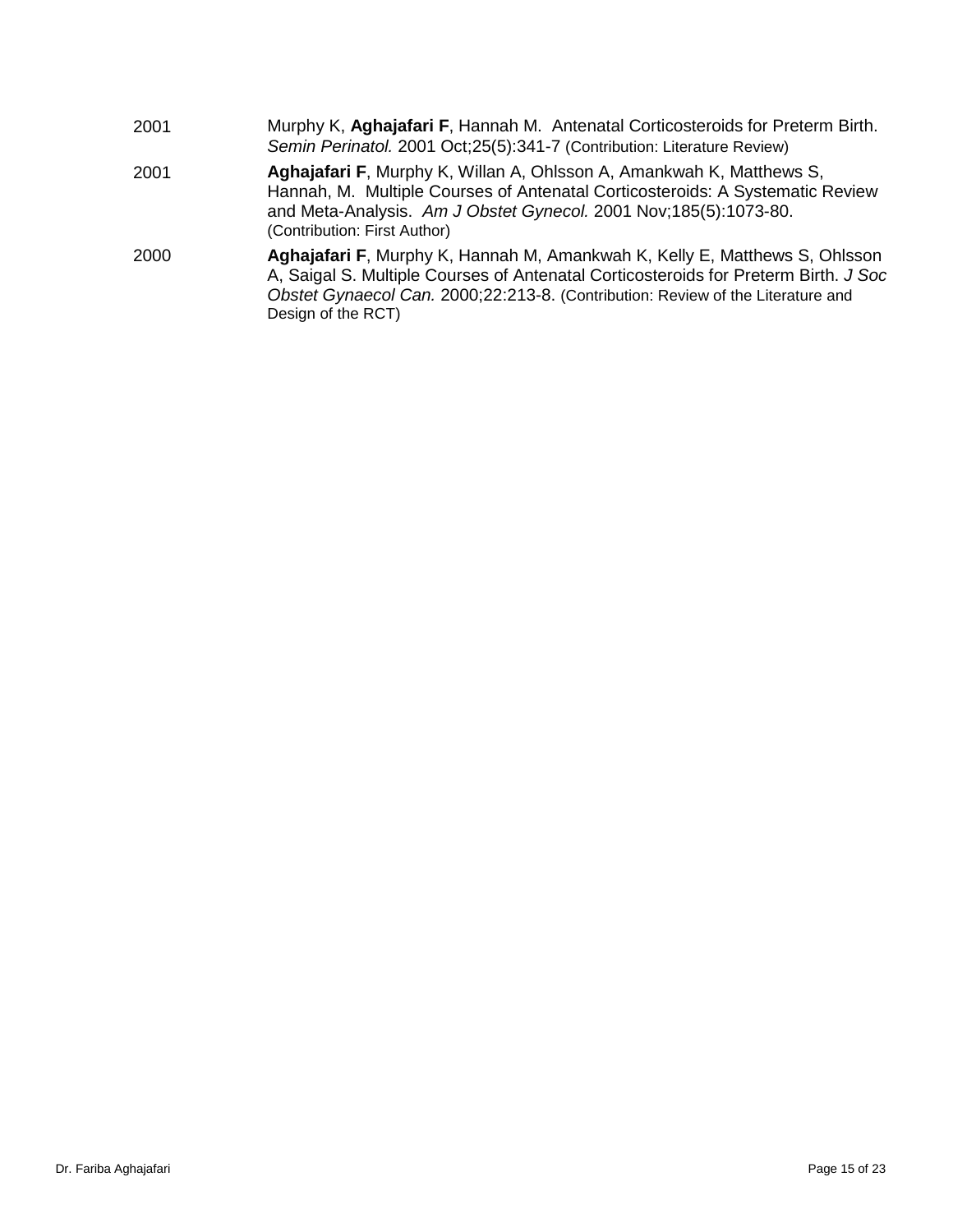2001 Murphy K, **Aghajafari F**, Hannah M. Antenatal Corticosteroids for Preterm Birth. *Semin Perinatol.* 2001 Oct;25(5):341-7 (Contribution: Literature Review)

2001 **Aghajafari F**, Murphy K, Willan A, Ohlsson A, Amankwah K, Matthews S, Hannah, M. Multiple Courses of Antenatal Corticosteroids: A Systematic Review and Meta-Analysis. *Am J Obstet Gynecol.* 2001 Nov;185(5):1073-80. (Contribution: First Author)

2000 **Aghajafari F**, Murphy K, Hannah M, Amankwah K, Kelly E, Matthews S, Ohlsson A, Saigal S. Multiple Courses of Antenatal Corticosteroids for Preterm Birth. *J Soc Obstet Gynaecol Can.* 2000;22:213-8. (Contribution: Review of the Literature and Design of the RCT)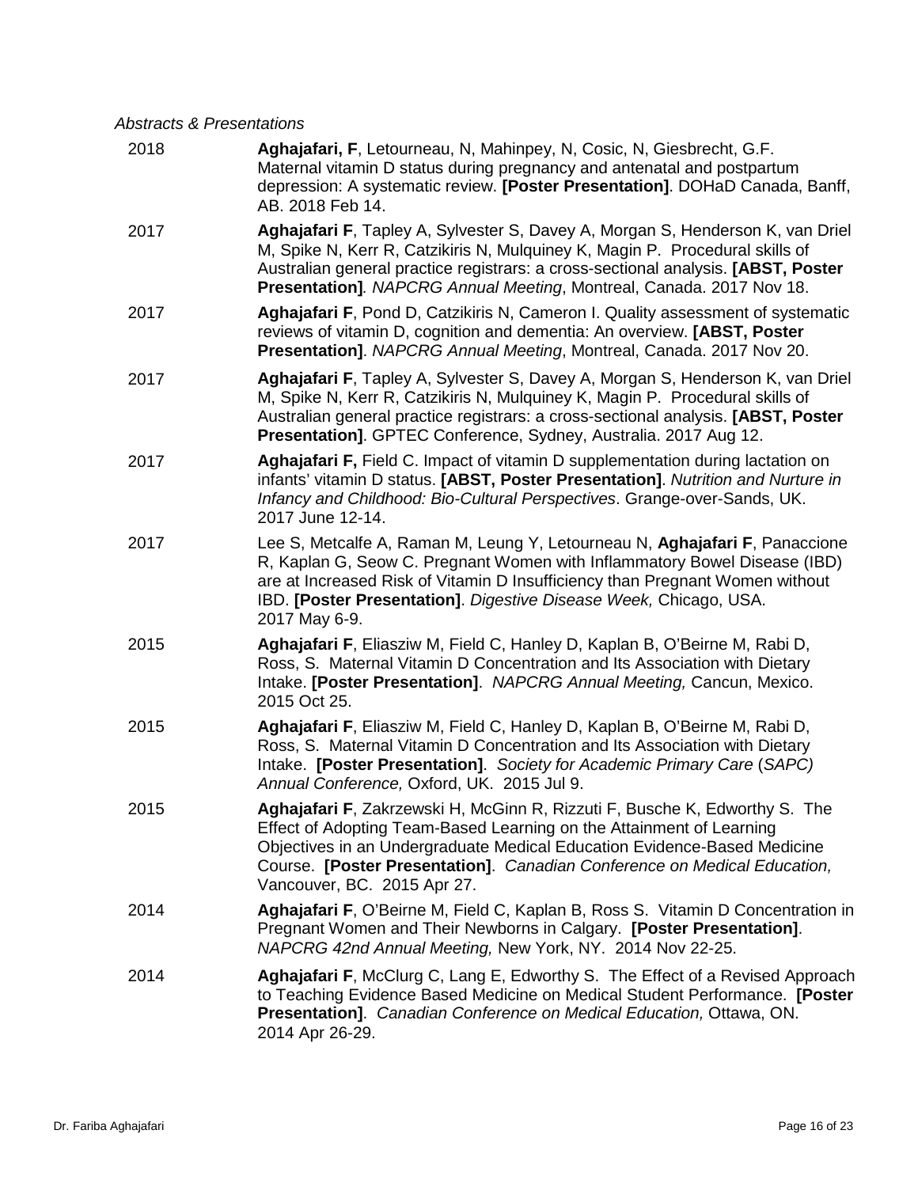*Abstracts & Presentations*

2018 **Aghajafari, F**, Letourneau, N, Mahinpey, N, Cosic, N, Giesbrecht, G.F. Maternal vitamin D status during pregnancy and antenatal and postpartum depression: A systematic review. **[Poster Presentation]**. DOHaD Canada, Banff, AB. 2018 Feb 14.

2017 **Aghajafari F**, Tapley A, Sylvester S, Davey A, Morgan S, Henderson K, van Driel M, Spike N, Kerr R, Catzikiris N, Mulquiney K, Magin P. Procedural skills of Australian general practice registrars: a cross-sectional analysis. **[ABST, Poster Presentation]**. *NAPCRG Annual Meeting*, Montreal, Canada. 2017 Nov 18.

2017 **Aghajafari F**, Pond D, Catzikiris N, Cameron I. Quality assessment of systematic reviews of vitamin D, cognition and dementia: An overview. **[ABST, Poster Presentation]**. *NAPCRG Annual Meeting*, Montreal, Canada. 2017 Nov 20.

2017 **Aghajafari F**, Tapley A, Sylvester S, Davey A, Morgan S, Henderson K, van Driel M, Spike N, Kerr R, Catzikiris N, Mulquiney K, Magin P. Procedural skills of Australian general practice registrars: a cross-sectional analysis. **[ABST, Poster Presentation]**. GPTEC Conference, Sydney, Australia. 2017 Aug 12.

2017 **Aghajafari F,** Field C. Impact of vitamin D supplementation during lactation on infants' vitamin D status. **[ABST, Poster Presentation]**. *Nutrition and Nurture in Infancy and Childhood: Bio-Cultural Perspectives*. Grange-over-Sands, UK. 2017 June 12-14.

2017 Lee S, Metcalfe A, Raman M, Leung Y, Letourneau N, **Aghajafari F**, Panaccione R, Kaplan G, Seow C. Pregnant Women with Inflammatory Bowel Disease (IBD) are at Increased Risk of Vitamin D Insufficiency than Pregnant Women without IBD. **[Poster Presentation]**. *Digestive Disease Week,* Chicago, USA. 2017 May 6-9.

2015 **Aghajafari F**, Eliasziw M, Field C, Hanley D, Kaplan B, O'Beirne M, Rabi D, Ross, S. Maternal Vitamin D Concentration and Its Association with Dietary Intake. **[Poster Presentation]**. *NAPCRG Annual Meeting,* Cancun, Mexico. 2015 Oct 25.

2015 **Aghajafari F**, Eliasziw M, Field C, Hanley D, Kaplan B, O'Beirne M, Rabi D, Ross, S. Maternal Vitamin D Concentration and Its Association with Dietary Intake. **[Poster Presentation]**. *Society for Academic Primary Care* (*SAPC) Annual Conference,* Oxford, UK. 2015 Jul 9.

2015 **Aghajafari F**, Zakrzewski H, McGinn R, Rizzuti F, Busche K, Edworthy S. The Effect of Adopting Team-Based Learning on the Attainment of Learning Objectives in an Undergraduate Medical Education Evidence-Based Medicine Course. **[Poster Presentation]**. *Canadian Conference on Medical Education,* Vancouver, BC. 2015 Apr 27.

2014 **Aghajafari F**, O'Beirne M, Field C, Kaplan B, Ross S. Vitamin D Concentration in Pregnant Women and Their Newborns in Calgary. **[Poster Presentation]**. *NAPCRG 42nd Annual Meeting,* New York, NY. 2014 Nov 22-25.

2014 **Aghajafari F**, McClurg C, Lang E, Edworthy S. The Effect of a Revised Approach to Teaching Evidence Based Medicine on Medical Student Performance. **[Poster Presentation]**. *Canadian Conference on Medical Education,* Ottawa, ON. 2014 Apr 26-29.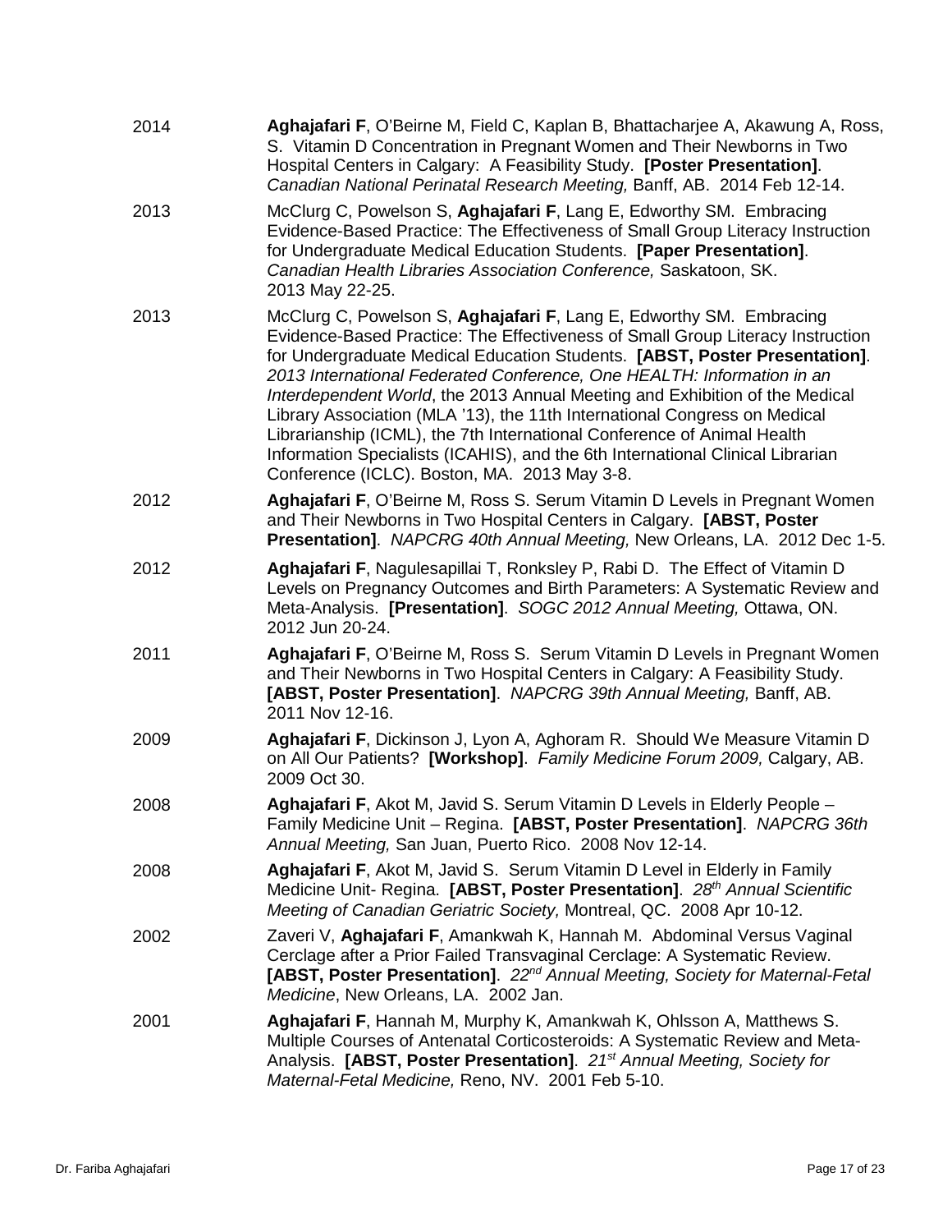2014 **Aghajafari F**, O'Beirne M, Field C, Kaplan B, Bhattacharjee A, Akawung A, Ross, S. Vitamin D Concentration in Pregnant Women and Their Newborns in Two Hospital Centers in Calgary: A Feasibility Study. **[Poster Presentation]**. *Canadian National Perinatal Research Meeting,* Banff, AB. 2014 Feb 12-14.

2013 McClurg C, Powelson S, **Aghajafari F**, Lang E, Edworthy SM. Embracing Evidence-Based Practice: The Effectiveness of Small Group Literacy Instruction for Undergraduate Medical Education Students. **[Paper Presentation]**. *Canadian Health Libraries Association Conference,* Saskatoon, SK. 2013 May 22-25.

2013 McClurg C, Powelson S, **Aghajafari F**, Lang E, Edworthy SM. Embracing Evidence-Based Practice: The Effectiveness of Small Group Literacy Instruction for Undergraduate Medical Education Students. **[ABST, Poster Presentation]**. *2013 International Federated Conference, One HEALTH: Information in an Interdependent World*, the 2013 Annual Meeting and Exhibition of the Medical Library Association (MLA '13), the 11th International Congress on Medical Librarianship (ICML), the 7th International Conference of Animal Health Information Specialists (ICAHIS), and the 6th International Clinical Librarian Conference (ICLC). Boston, MA. 2013 May 3-8.

2012 **Aghajafari F**, O'Beirne M, Ross S. Serum Vitamin D Levels in Pregnant Women and Their Newborns in Two Hospital Centers in Calgary. **[ABST, Poster Presentation]**. *NAPCRG 40th Annual Meeting,* New Orleans, LA. 2012 Dec 1-5.

2012 **Aghajafari F**, Nagulesapillai T, Ronksley P, Rabi D. The Effect of Vitamin D Levels on Pregnancy Outcomes and Birth Parameters: A Systematic Review and Meta-Analysis. **[Presentation]**. *SOGC 2012 Annual Meeting,* Ottawa, ON. 2012 Jun 20-24.

2011 **Aghajafari F**, O'Beirne M, Ross S. Serum Vitamin D Levels in Pregnant Women and Their Newborns in Two Hospital Centers in Calgary: A Feasibility Study. **[ABST, Poster Presentation]**. *NAPCRG 39th Annual Meeting,* Banff, AB. 2011 Nov 12-16.

2009 **Aghajafari F**, Dickinson J, Lyon A, Aghoram R. Should We Measure Vitamin D on All Our Patients? **[Workshop]**. *Family Medicine Forum 2009,* Calgary, AB. 2009 Oct 30.

2008 **Aghajafari F**, Akot M, Javid S. Serum Vitamin D Levels in Elderly People – Family Medicine Unit – Regina. **[ABST, Poster Presentation]**. *NAPCRG 36th Annual Meeting,* San Juan, Puerto Rico. 2008 Nov 12-14.

2008 **Aghajafari F**, Akot M, Javid S. Serum Vitamin D Level in Elderly in Family Medicine Unit- Regina. **[ABST, Poster Presentation]**. *28th Annual Scientific Meeting of Canadian Geriatric Society,* Montreal, QC. 2008 Apr 10-12.

2002 Zaveri V, **Aghajafari F**, Amankwah K, Hannah M. Abdominal Versus Vaginal Cerclage after a Prior Failed Transvaginal Cerclage: A Systematic Review. **[ABST, Poster Presentation]**. *22nd Annual Meeting, Society for Maternal-Fetal Medicine*, New Orleans, LA. 2002 Jan.

2001 **Aghajafari F**, Hannah M, Murphy K, Amankwah K, Ohlsson A, Matthews S. Multiple Courses of Antenatal Corticosteroids: A Systematic Review and Meta-Analysis. **[ABST, Poster Presentation]**. *21st Annual Meeting, Society for Maternal-Fetal Medicine,* Reno, NV. 2001 Feb 5-10.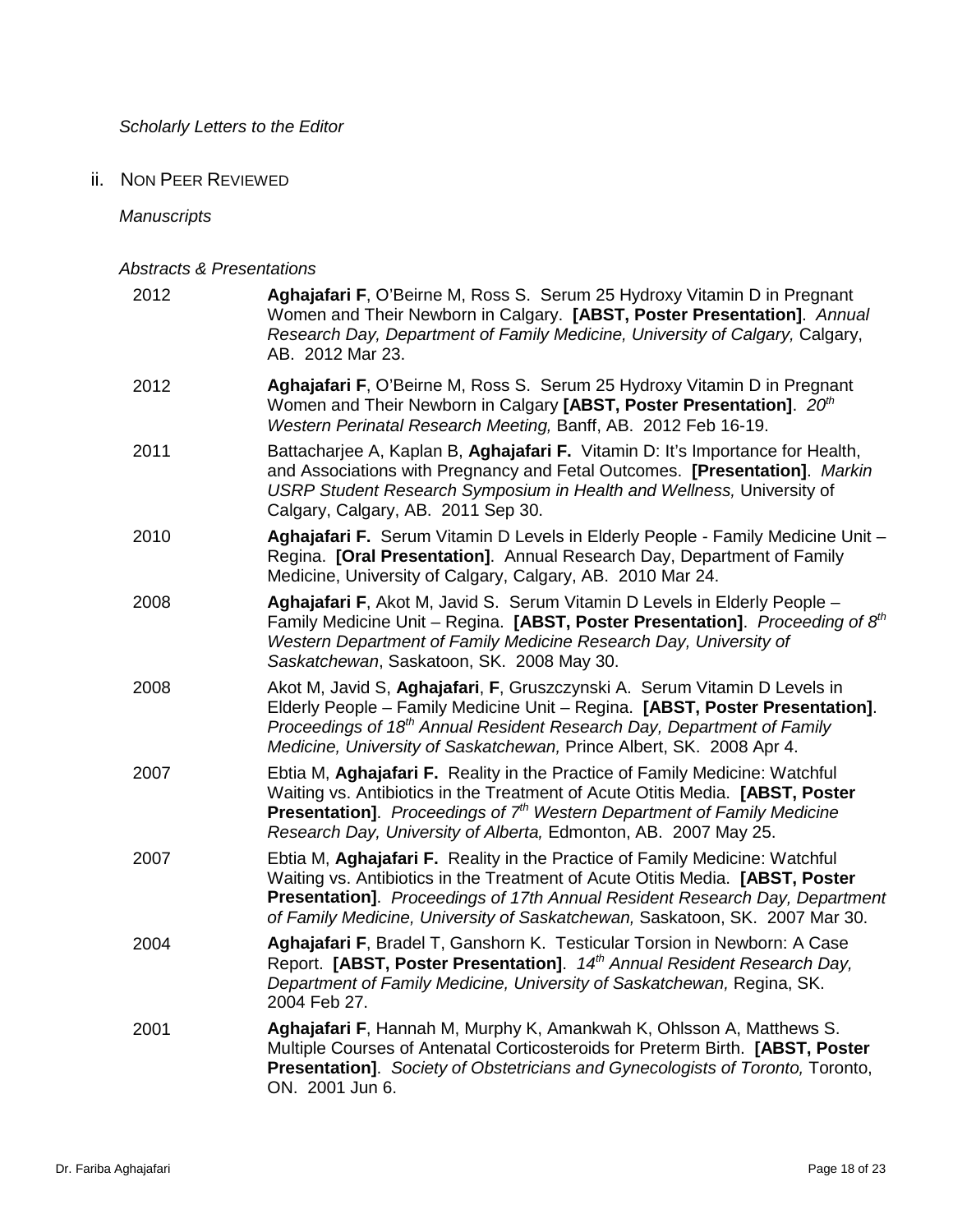*Scholarly Letters to the Editor*

ii. NON PEER REVIEWED

*Manuscripts*

*Abstracts & Presentations*

| | |
|---|---|
| 2012 | **Aghajafari F**, O'Beirne M, Ross S. Serum 25 Hydroxy Vitamin D in Pregnant Women and Their Newborn in Calgary. **[ABST, Poster Presentation]**. *Annual Research Day, Department of Family Medicine, University of Calgary,* Calgary, AB. 2012 Mar 23. |
| 2012 | **Aghajafari F**, O'Beirne M, Ross S. Serum 25 Hydroxy Vitamin D in Pregnant Women and Their Newborn in Calgary **[ABST, Poster Presentation]**. *20th Western Perinatal Research Meeting,* Banff, AB. 2012 Feb 16-19. |
| 2011 | Battacharjee A, Kaplan B, **Aghajafari F.** Vitamin D: It's Importance for Health, and Associations with Pregnancy and Fetal Outcomes. **[Presentation]**. *Markin USRP Student Research Symposium in Health and Wellness,* University of Calgary, Calgary, AB. 2011 Sep 30. |
| 2010 | **Aghajafari F.** Serum Vitamin D Levels in Elderly People - Family Medicine Unit – Regina. **[Oral Presentation]**. Annual Research Day, Department of Family Medicine, University of Calgary, Calgary, AB. 2010 Mar 24. |
| 2008 | **Aghajafari F**, Akot M, Javid S. Serum Vitamin D Levels in Elderly People – Family Medicine Unit – Regina. **[ABST, Poster Presentation]**. *Proceeding of 8th Western Department of Family Medicine Research Day, University of Saskatchewan*, Saskatoon, SK. 2008 May 30. |
| 2008 | Akot M, Javid S, **Aghajafari**, **F**, Gruszczynski A. Serum Vitamin D Levels in Elderly People – Family Medicine Unit – Regina. **[ABST, Poster Presentation]**. *Proceedings of 18th Annual Resident Research Day, Department of Family Medicine, University of Saskatchewan,* Prince Albert, SK. 2008 Apr 4. |
| 2007 | Ebtia M, **Aghajafari F.** Reality in the Practice of Family Medicine: Watchful Waiting vs. Antibiotics in the Treatment of Acute Otitis Media. **[ABST, Poster Presentation]**. *Proceedings of 7th Western Department of Family Medicine Research Day, University of Alberta,* Edmonton, AB. 2007 May 25. |
| 2007 | Ebtia M, **Aghajafari F.** Reality in the Practice of Family Medicine: Watchful Waiting vs. Antibiotics in the Treatment of Acute Otitis Media. **[ABST, Poster Presentation]**. *Proceedings of 17th Annual Resident Research Day, Department of Family Medicine, University of Saskatchewan,* Saskatoon, SK. 2007 Mar 30. |
| 2004 | **Aghajafari F**, Bradel T, Ganshorn K. Testicular Torsion in Newborn: A Case Report. **[ABST, Poster Presentation]**. *14th Annual Resident Research Day, Department of Family Medicine, University of Saskatchewan,* Regina, SK. 2004 Feb 27. |
| 2001 | **Aghajafari F**, Hannah M, Murphy K, Amankwah K, Ohlsson A, Matthews S. Multiple Courses of Antenatal Corticosteroids for Preterm Birth. **[ABST, Poster Presentation]**. *Society of Obstetricians and Gynecologists of Toronto,* Toronto, ON. 2001 Jun 6. |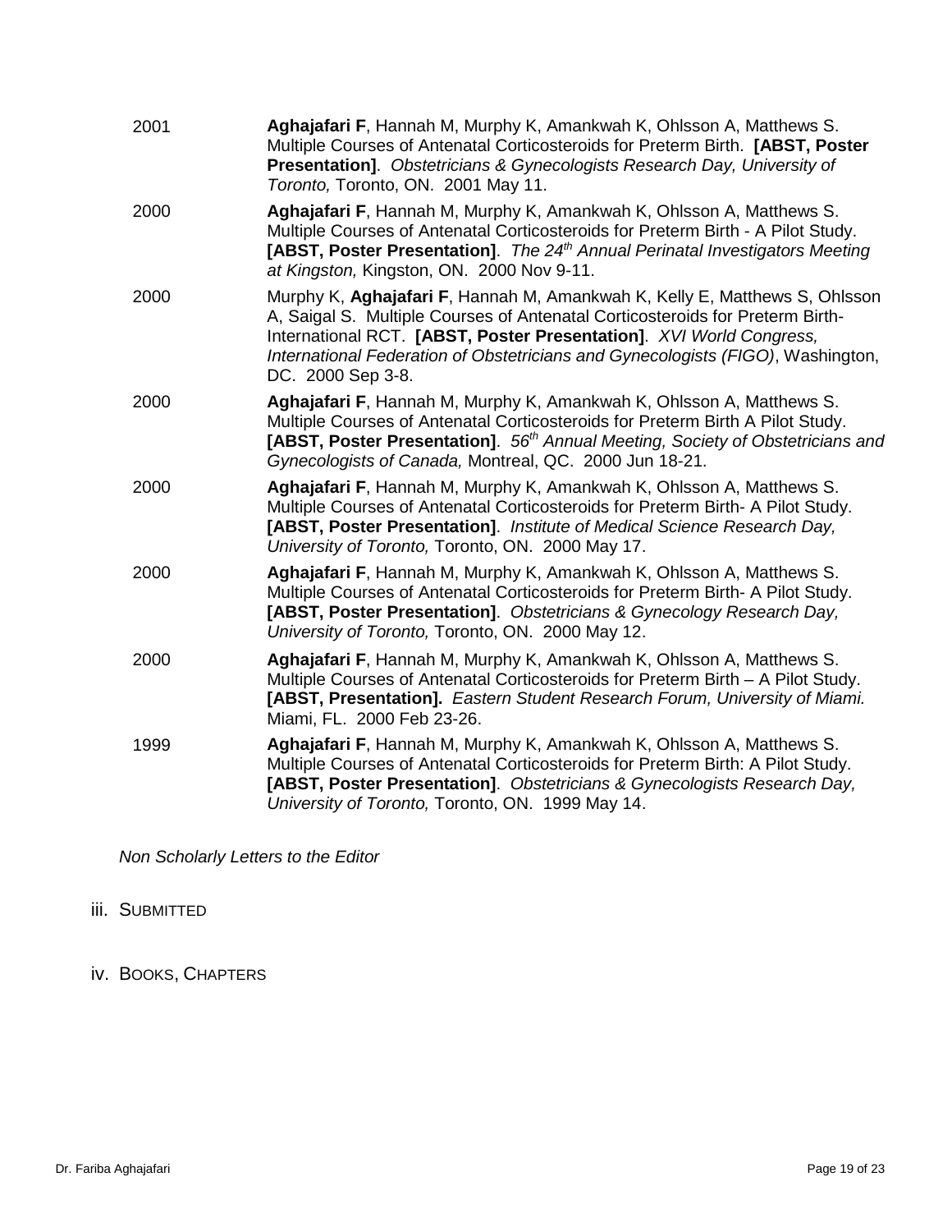| | |
|---|---|
| 2001 | **Aghajafari F**, Hannah M, Murphy K, Amankwah K, Ohlsson A, Matthews S. Multiple Courses of Antenatal Corticosteroids for Preterm Birth. **[ABST, Poster Presentation]**. *Obstetricians & Gynecologists Research Day, University of Toronto,* Toronto, ON. 2001 May 11. |
| 2000 | **Aghajafari F**, Hannah M, Murphy K, Amankwah K, Ohlsson A, Matthews S. Multiple Courses of Antenatal Corticosteroids for Preterm Birth - A Pilot Study. **[ABST, Poster Presentation]**. *The 24th Annual Perinatal Investigators Meeting at Kingston,* Kingston, ON. 2000 Nov 9-11. |
| 2000 | Murphy K, **Aghajafari F**, Hannah M, Amankwah K, Kelly E, Matthews S, Ohlsson A, Saigal S. Multiple Courses of Antenatal Corticosteroids for Preterm Birth-International RCT. **[ABST, Poster Presentation]**. *XVI World Congress, International Federation of Obstetricians and Gynecologists (FIGO)*, Washington, DC. 2000 Sep 3-8. |
| 2000 | **Aghajafari F**, Hannah M, Murphy K, Amankwah K, Ohlsson A, Matthews S. Multiple Courses of Antenatal Corticosteroids for Preterm Birth A Pilot Study. **[ABST, Poster Presentation]**. *56th Annual Meeting, Society of Obstetricians and Gynecologists of Canada,* Montreal, QC. 2000 Jun 18-21. |
| 2000 | **Aghajafari F**, Hannah M, Murphy K, Amankwah K, Ohlsson A, Matthews S. Multiple Courses of Antenatal Corticosteroids for Preterm Birth- A Pilot Study. **[ABST, Poster Presentation]**. *Institute of Medical Science Research Day, University of Toronto,* Toronto, ON. 2000 May 17. |
| 2000 | **Aghajafari F**, Hannah M, Murphy K, Amankwah K, Ohlsson A, Matthews S. Multiple Courses of Antenatal Corticosteroids for Preterm Birth- A Pilot Study. **[ABST, Poster Presentation]**. *Obstetricians & Gynecology Research Day, University of Toronto,* Toronto, ON. 2000 May 12. |
| 2000 | **Aghajafari F**, Hannah M, Murphy K, Amankwah K, Ohlsson A, Matthews S. Multiple Courses of Antenatal Corticosteroids for Preterm Birth – A Pilot Study. **[ABST, Presentation].** *Eastern Student Research Forum, University of Miami.* Miami, FL. 2000 Feb 23-26. |
| 1999 | **Aghajafari F**, Hannah M, Murphy K, Amankwah K, Ohlsson A, Matthews S. Multiple Courses of Antenatal Corticosteroids for Preterm Birth: A Pilot Study. **[ABST, Poster Presentation]**. *Obstetricians & Gynecologists Research Day, University of Toronto,* Toronto, ON. 1999 May 14. |

*Non Scholarly Letters to the Editor*

iii. SUBMITTED

iv. BOOKS, CHAPTERS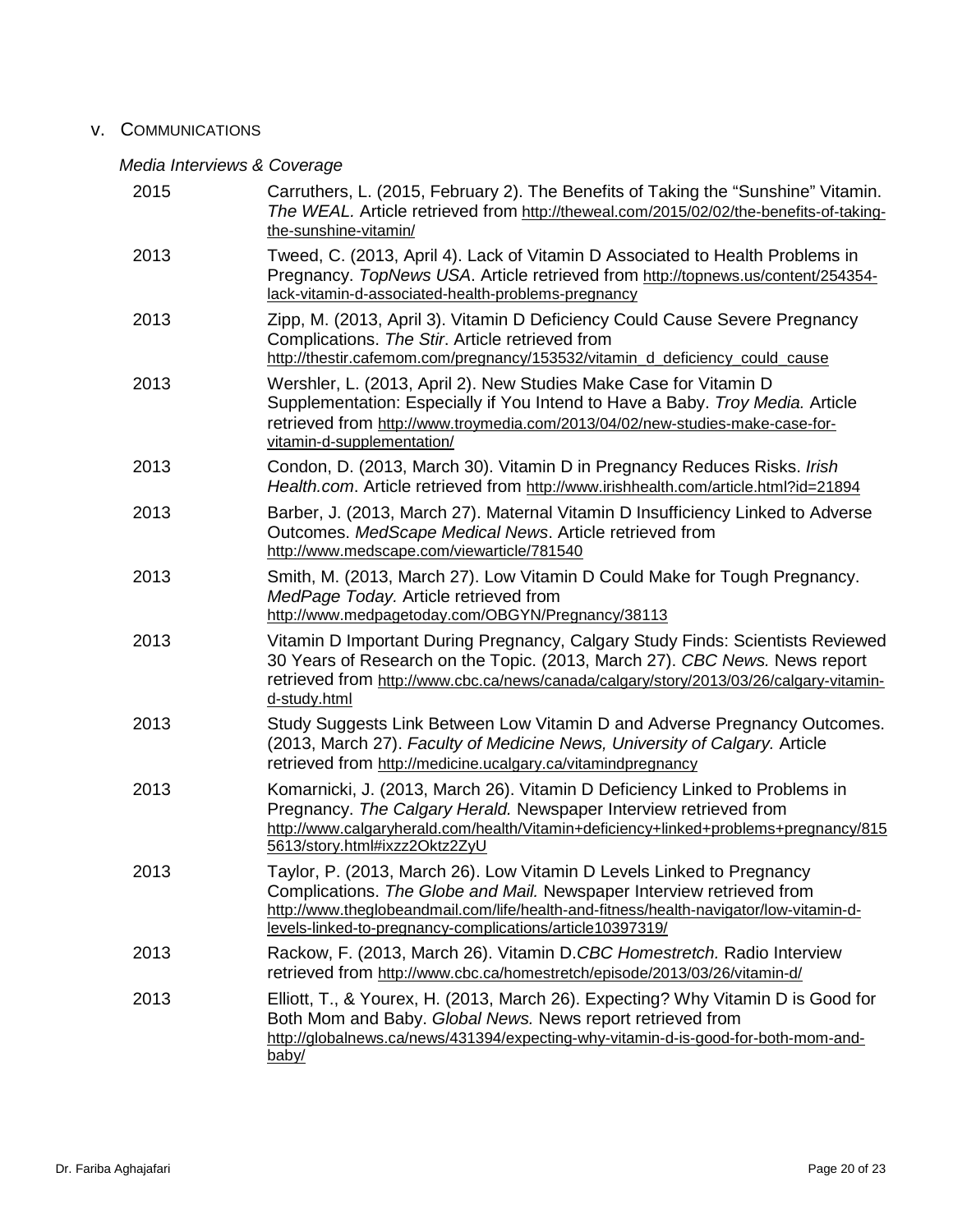## v. Communications

*Media Interviews & Coverage*

| | |
|---|---|
| 2015 | Carruthers, L. (2015, February 2). The Benefits of Taking the "Sunshine" Vitamin. *The WEAL.* Article retrieved from http://theweal.com/2015/02/02/the-benefits-of-taking-the-sunshine-vitamin/ |
| 2013 | Tweed, C. (2013, April 4). Lack of Vitamin D Associated to Health Problems in Pregnancy. *TopNews USA*. Article retrieved from http://topnews.us/content/254354-lack-vitamin-d-associated-health-problems-pregnancy |
| 2013 | Zipp, M. (2013, April 3). Vitamin D Deficiency Could Cause Severe Pregnancy Complications. *The Stir*. Article retrieved from http://thestir.cafemom.com/pregnancy/153532/vitamin_d_deficiency_could_cause |
| 2013 | Wershler, L. (2013, April 2). New Studies Make Case for Vitamin D Supplementation: Especially if You Intend to Have a Baby. *Troy Media.* Article retrieved from http://www.troymedia.com/2013/04/02/new-studies-make-case-for-vitamin-d-supplementation/ |
| 2013 | Condon, D. (2013, March 30). Vitamin D in Pregnancy Reduces Risks. *Irish Health.com*. Article retrieved from http://www.irishhealth.com/article.html?id=21894 |
| 2013 | Barber, J. (2013, March 27). Maternal Vitamin D Insufficiency Linked to Adverse Outcomes. *MedScape Medical News*. Article retrieved from http://www.medscape.com/viewarticle/781540 |
| 2013 | Smith, M. (2013, March 27). Low Vitamin D Could Make for Tough Pregnancy. *MedPage Today.* Article retrieved from http://www.medpagetoday.com/OBGYN/Pregnancy/38113 |
| 2013 | Vitamin D Important During Pregnancy, Calgary Study Finds: Scientists Reviewed 30 Years of Research on the Topic. (2013, March 27). *CBC News.* News report retrieved from http://www.cbc.ca/news/canada/calgary/story/2013/03/26/calgary-vitamin-d-study.html |
| 2013 | Study Suggests Link Between Low Vitamin D and Adverse Pregnancy Outcomes. (2013, March 27). *Faculty of Medicine News, University of Calgary.* Article retrieved from http://medicine.ucalgary.ca/vitamindpregnancy |
| 2013 | Komarnicki, J. (2013, March 26). Vitamin D Deficiency Linked to Problems in Pregnancy. *The Calgary Herald.* Newspaper Interview retrieved from http://www.calgaryherald.com/health/Vitamin+deficiency+linked+problems+pregnancy/8155613/story.html#ixzz2Oktz2ZyU |
| 2013 | Taylor, P. (2013, March 26). Low Vitamin D Levels Linked to Pregnancy Complications. *The Globe and Mail.* Newspaper Interview retrieved from http://www.theglobeandmail.com/life/health-and-fitness/health-navigator/low-vitamin-d-levels-linked-to-pregnancy-complications/article10397319/ |
| 2013 | Rackow, F. (2013, March 26). Vitamin D.*CBC Homestretch.* Radio Interview retrieved from http://www.cbc.ca/homestretch/episode/2013/03/26/vitamin-d/ |
| 2013 | Elliott, T., & Yourex, H. (2013, March 26). Expecting? Why Vitamin D is Good for Both Mom and Baby. *Global News.* News report retrieved from http://globalnews.ca/news/431394/expecting-why-vitamin-d-is-good-for-both-mom-and-baby/ |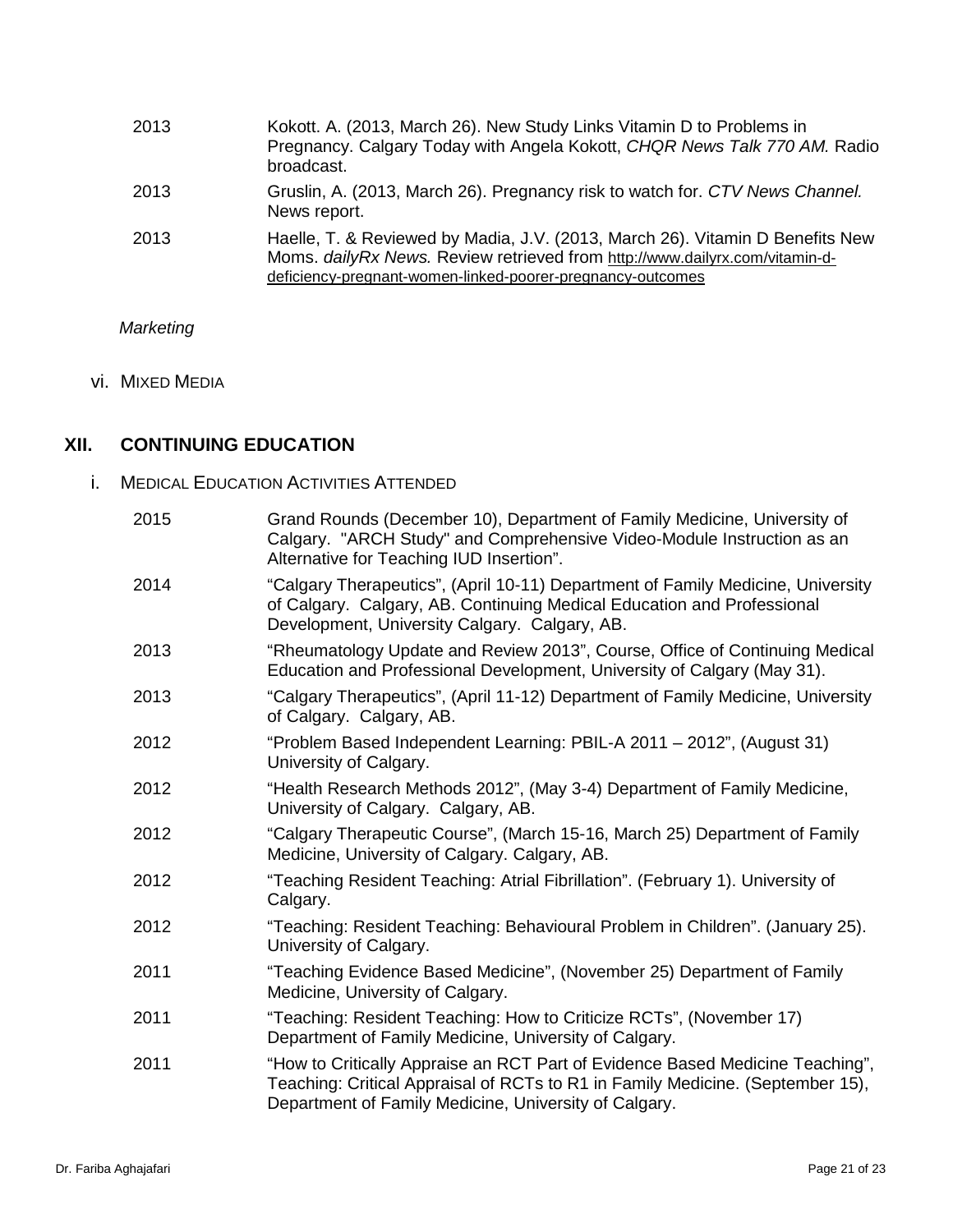| | |
|---|---|
| 2013 | Kokott. A. (2013, March 26). New Study Links Vitamin D to Problems in Pregnancy. Calgary Today with Angela Kokott, *CHQR News Talk 770 AM.* Radio broadcast. |
| 2013 | Gruslin, A. (2013, March 26). Pregnancy risk to watch for. *CTV News Channel.* News report. |
| 2013 | Haelle, T. & Reviewed by Madia, J.V. (2013, March 26). Vitamin D Benefits New Moms. *dailyRx News.* Review retrieved from http://www.dailyrx.com/vitamin-d-deficiency-pregnant-women-linked-poorer-pregnancy-outcomes |

*Marketing*

vi. MIXED MEDIA

## XII. CONTINUING EDUCATION

i. MEDICAL EDUCATION ACTIVITIES ATTENDED

| | |
|---|---|
| 2015 | Grand Rounds (December 10), Department of Family Medicine, University of Calgary. "ARCH Study" and Comprehensive Video-Module Instruction as an Alternative for Teaching IUD Insertion". |
| 2014 | "Calgary Therapeutics", (April 10-11) Department of Family Medicine, University of Calgary. Calgary, AB. Continuing Medical Education and Professional Development, University Calgary. Calgary, AB. |
| 2013 | "Rheumatology Update and Review 2013", Course, Office of Continuing Medical Education and Professional Development, University of Calgary (May 31). |
| 2013 | "Calgary Therapeutics", (April 11-12) Department of Family Medicine, University of Calgary. Calgary, AB. |
| 2012 | "Problem Based Independent Learning: PBIL-A 2011 – 2012", (August 31) University of Calgary. |
| 2012 | "Health Research Methods 2012", (May 3-4) Department of Family Medicine, University of Calgary. Calgary, AB. |
| 2012 | "Calgary Therapeutic Course", (March 15-16, March 25) Department of Family Medicine, University of Calgary. Calgary, AB. |
| 2012 | "Teaching Resident Teaching: Atrial Fibrillation". (February 1). University of Calgary. |
| 2012 | "Teaching: Resident Teaching: Behavioural Problem in Children". (January 25). University of Calgary. |
| 2011 | "Teaching Evidence Based Medicine", (November 25) Department of Family Medicine, University of Calgary. |
| 2011 | "Teaching: Resident Teaching: How to Criticize RCTs", (November 17) Department of Family Medicine, University of Calgary. |
| 2011 | "How to Critically Appraise an RCT Part of Evidence Based Medicine Teaching", Teaching: Critical Appraisal of RCTs to R1 in Family Medicine. (September 15), Department of Family Medicine, University of Calgary. |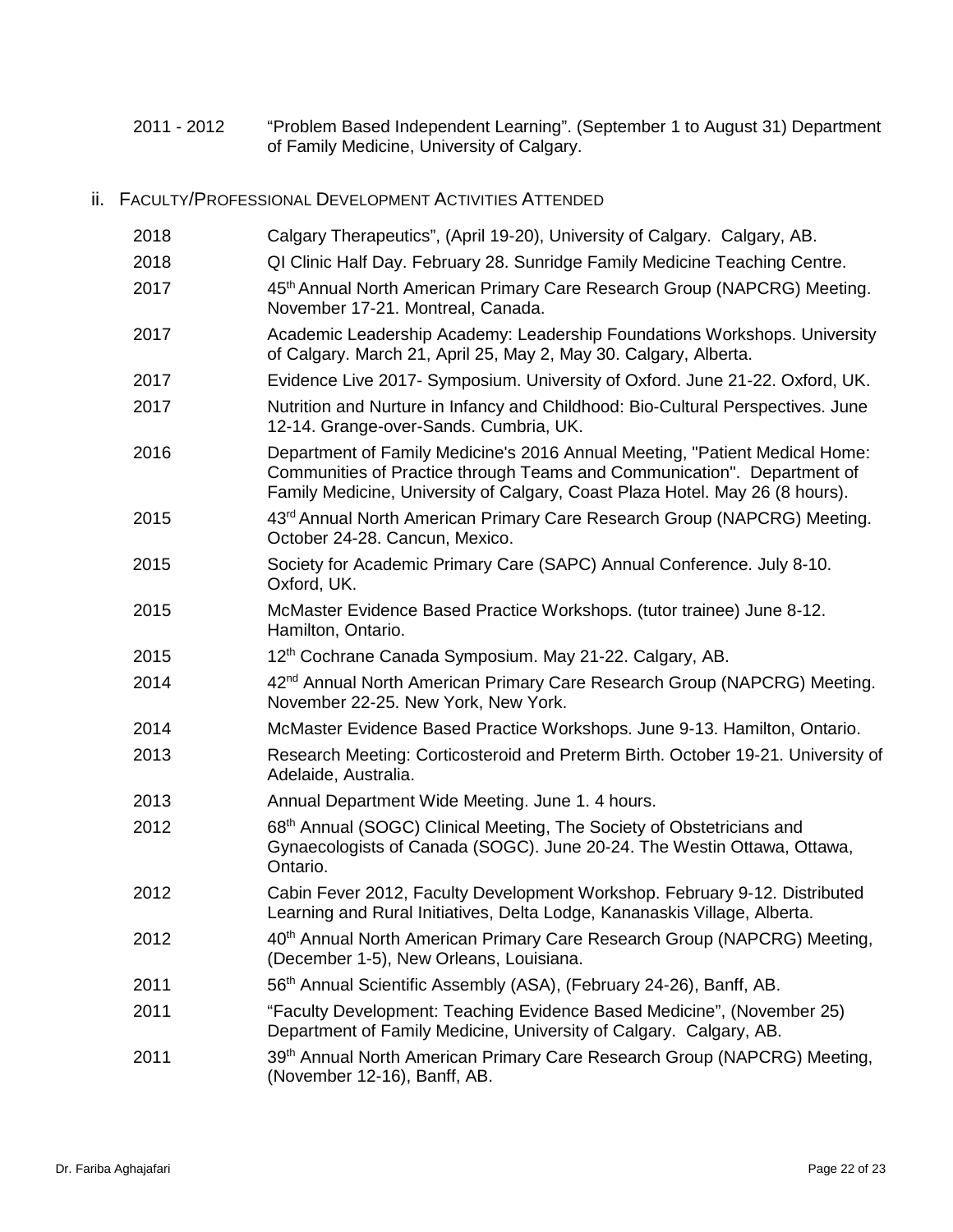2011 - 2012 "Problem Based Independent Learning". (September 1 to August 31) Department of Family Medicine, University of Calgary.

### ii. Faculty/Professional Development Activities Attended

| | |
|---|---|
| 2018 | Calgary Therapeutics", (April 19-20), University of Calgary. Calgary, AB. |
| 2018 | QI Clinic Half Day. February 28. Sunridge Family Medicine Teaching Centre. |
| 2017 | 45th Annual North American Primary Care Research Group (NAPCRG) Meeting. November 17-21. Montreal, Canada. |
| 2017 | Academic Leadership Academy: Leadership Foundations Workshops. University of Calgary. March 21, April 25, May 2, May 30. Calgary, Alberta. |
| 2017 | Evidence Live 2017- Symposium. University of Oxford. June 21-22. Oxford, UK. |
| 2017 | Nutrition and Nurture in Infancy and Childhood: Bio-Cultural Perspectives. June 12-14. Grange-over-Sands. Cumbria, UK. |
| 2016 | Department of Family Medicine's 2016 Annual Meeting, "Patient Medical Home: Communities of Practice through Teams and Communication". Department of Family Medicine, University of Calgary, Coast Plaza Hotel. May 26 (8 hours). |
| 2015 | 43rd Annual North American Primary Care Research Group (NAPCRG) Meeting. October 24-28. Cancun, Mexico. |
| 2015 | Society for Academic Primary Care (SAPC) Annual Conference. July 8-10. Oxford, UK. |
| 2015 | McMaster Evidence Based Practice Workshops. (tutor trainee) June 8-12. Hamilton, Ontario. |
| 2015 | 12th Cochrane Canada Symposium. May 21-22. Calgary, AB. |
| 2014 | 42nd Annual North American Primary Care Research Group (NAPCRG) Meeting. November 22-25. New York, New York. |
| 2014 | McMaster Evidence Based Practice Workshops. June 9-13. Hamilton, Ontario. |
| 2013 | Research Meeting: Corticosteroid and Preterm Birth. October 19-21. University of Adelaide, Australia. |
| 2013 | Annual Department Wide Meeting. June 1. 4 hours. |
| 2012 | 68th Annual (SOGC) Clinical Meeting, The Society of Obstetricians and Gynaecologists of Canada (SOGC). June 20-24. The Westin Ottawa, Ottawa, Ontario. |
| 2012 | Cabin Fever 2012, Faculty Development Workshop. February 9-12. Distributed Learning and Rural Initiatives, Delta Lodge, Kananaskis Village, Alberta. |
| 2012 | 40th Annual North American Primary Care Research Group (NAPCRG) Meeting, (December 1-5), New Orleans, Louisiana. |
| 2011 | 56th Annual Scientific Assembly (ASA), (February 24-26), Banff, AB. |
| 2011 | "Faculty Development: Teaching Evidence Based Medicine", (November 25) Department of Family Medicine, University of Calgary. Calgary, AB. |
| 2011 | 39th Annual North American Primary Care Research Group (NAPCRG) Meeting, (November 12-16), Banff, AB. |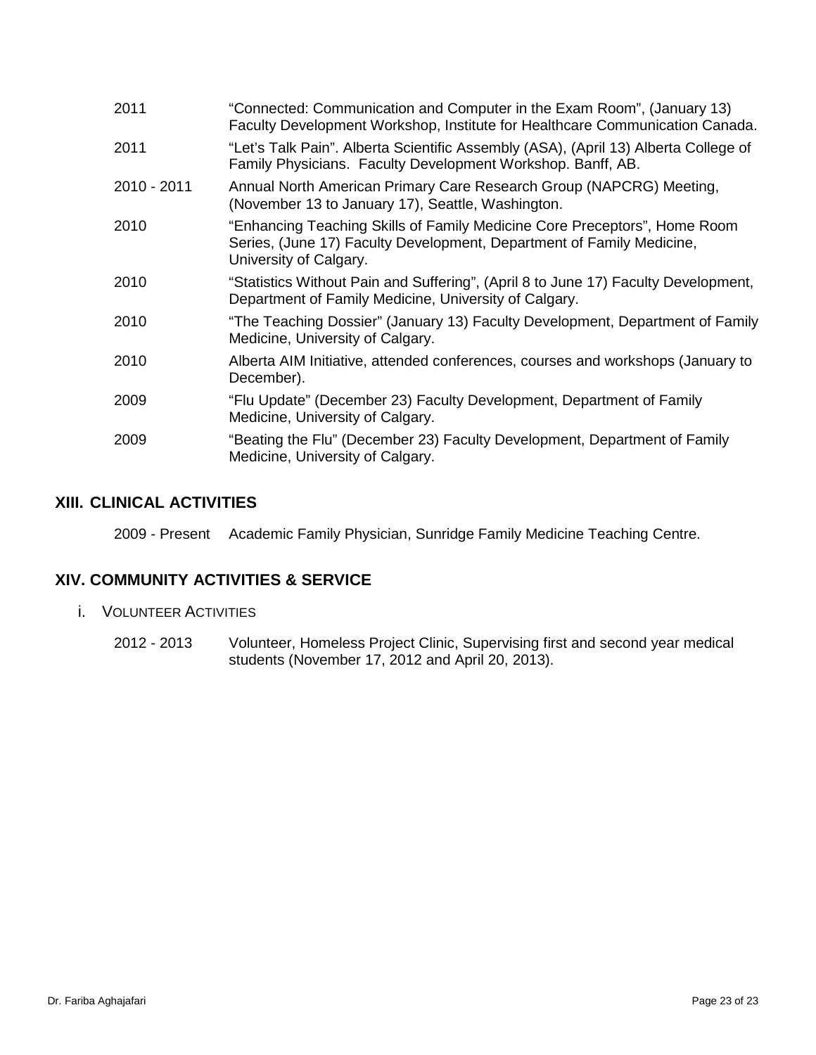| | |
|---|---|
| 2011 | "Connected: Communication and Computer in the Exam Room", (January 13) Faculty Development Workshop, Institute for Healthcare Communication Canada. |
| 2011 | "Let's Talk Pain". Alberta Scientific Assembly (ASA), (April 13) Alberta College of Family Physicians. Faculty Development Workshop. Banff, AB. |
| 2010 - 2011 | Annual North American Primary Care Research Group (NAPCRG) Meeting, (November 13 to January 17), Seattle, Washington. |
| 2010 | "Enhancing Teaching Skills of Family Medicine Core Preceptors", Home Room Series, (June 17) Faculty Development, Department of Family Medicine, University of Calgary. |
| 2010 | "Statistics Without Pain and Suffering", (April 8 to June 17) Faculty Development, Department of Family Medicine, University of Calgary. |
| 2010 | "The Teaching Dossier" (January 13) Faculty Development, Department of Family Medicine, University of Calgary. |
| 2010 | Alberta AIM Initiative, attended conferences, courses and workshops (January to December). |
| 2009 | "Flu Update" (December 23) Faculty Development, Department of Family Medicine, University of Calgary. |
| 2009 | "Beating the Flu" (December 23) Faculty Development, Department of Family Medicine, University of Calgary. |

## XIII. CLINICAL ACTIVITIES

2009 - Present Academic Family Physician, Sunridge Family Medicine Teaching Centre.

## XIV. COMMUNITY ACTIVITIES & SERVICE

### i. VOLUNTEER ACTIVITIES

| | |
|---|---|
| 2012 - 2013 | Volunteer, Homeless Project Clinic, Supervising first and second year medical students (November 17, 2012 and April 20, 2013). |